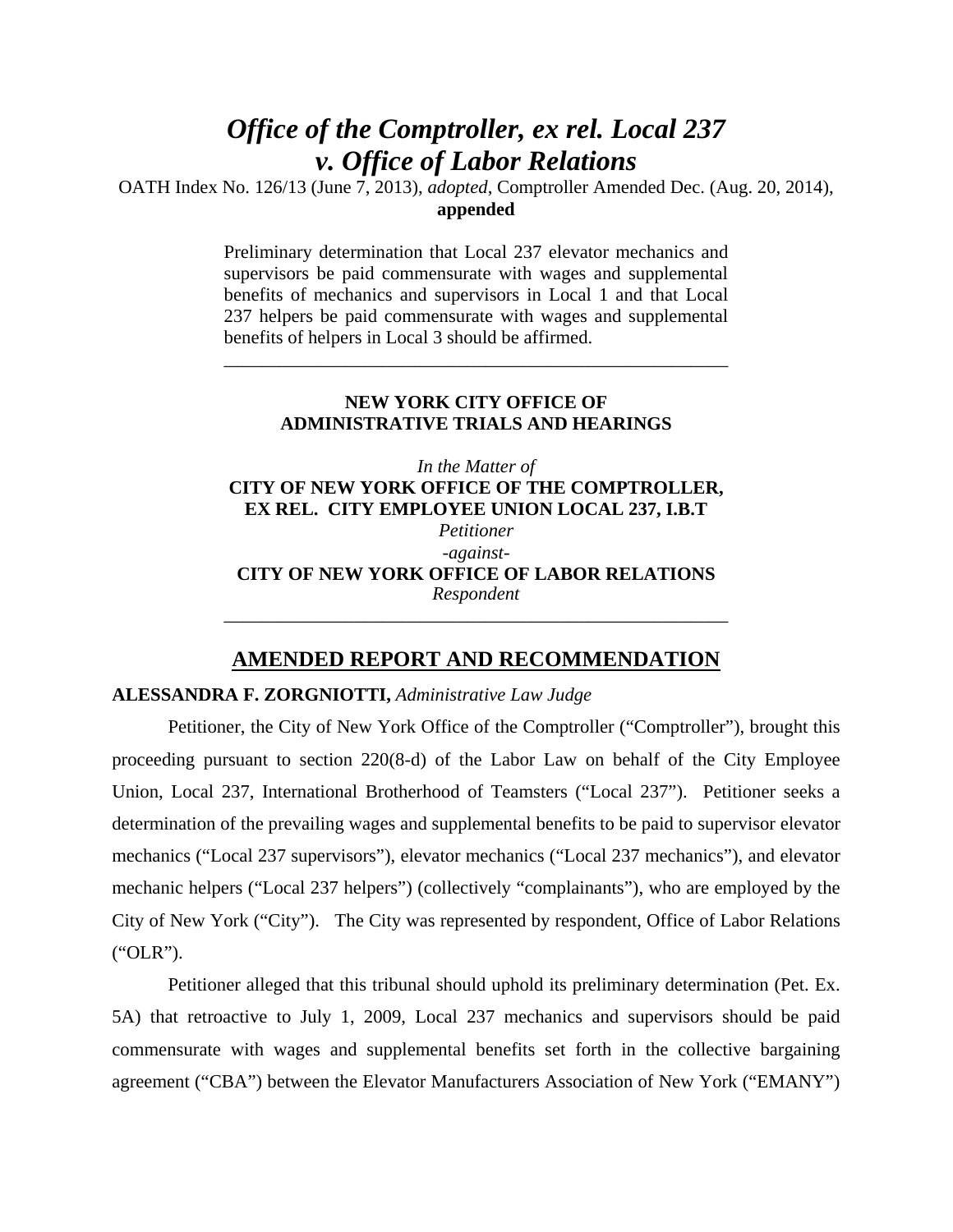# *Office of the Comptroller, ex rel. Local 237 v. Office of Labor Relations*

OATH Index No. 126/13 (June 7, 2013), *adopted*, Comptroller Amended Dec. (Aug. 20, 2014), **appended**

Preliminary determination that Local 237 elevator mechanics and supervisors be paid commensurate with wages and supplemental benefits of mechanics and supervisors in Local 1 and that Local 237 helpers be paid commensurate with wages and supplemental benefits of helpers in Local 3 should be affirmed.

---

**NEW YORK CITY OFFICE OF ADMINISTRATIVE TRIALS AND HEARINGS**

*In the Matter of*

**CITY OF NEW YORK OFFICE OF THE COMPTROLLER, EX REL. CITY EMPLOYEE UNION LOCAL 237, I.B.T**

*Petitioner*

*-against-*

**CITY OF NEW YORK OFFICE OF LABOR RELATIONS**

*Respondent*

---

## AMENDED REPORT AND RECOMMENDATION

**ALESSANDRA F. ZORGNIOTTI,** *Administrative Law Judge*

Petitioner, the City of New York Office of the Comptroller ("Comptroller"), brought this proceeding pursuant to section 220(8-d) of the Labor Law on behalf of the City Employee Union, Local 237, International Brotherhood of Teamsters ("Local 237"). Petitioner seeks a determination of the prevailing wages and supplemental benefits to be paid to supervisor elevator mechanics ("Local 237 supervisors"), elevator mechanics ("Local 237 mechanics"), and elevator mechanic helpers ("Local 237 helpers") (collectively "complainants"), who are employed by the City of New York ("City"). The City was represented by respondent, Office of Labor Relations ("OLR").

Petitioner alleged that this tribunal should uphold its preliminary determination (Pet. Ex. 5A) that retroactive to July 1, 2009, Local 237 mechanics and supervisors should be paid commensurate with wages and supplemental benefits set forth in the collective bargaining agreement ("CBA") between the Elevator Manufacturers Association of New York ("EMANY")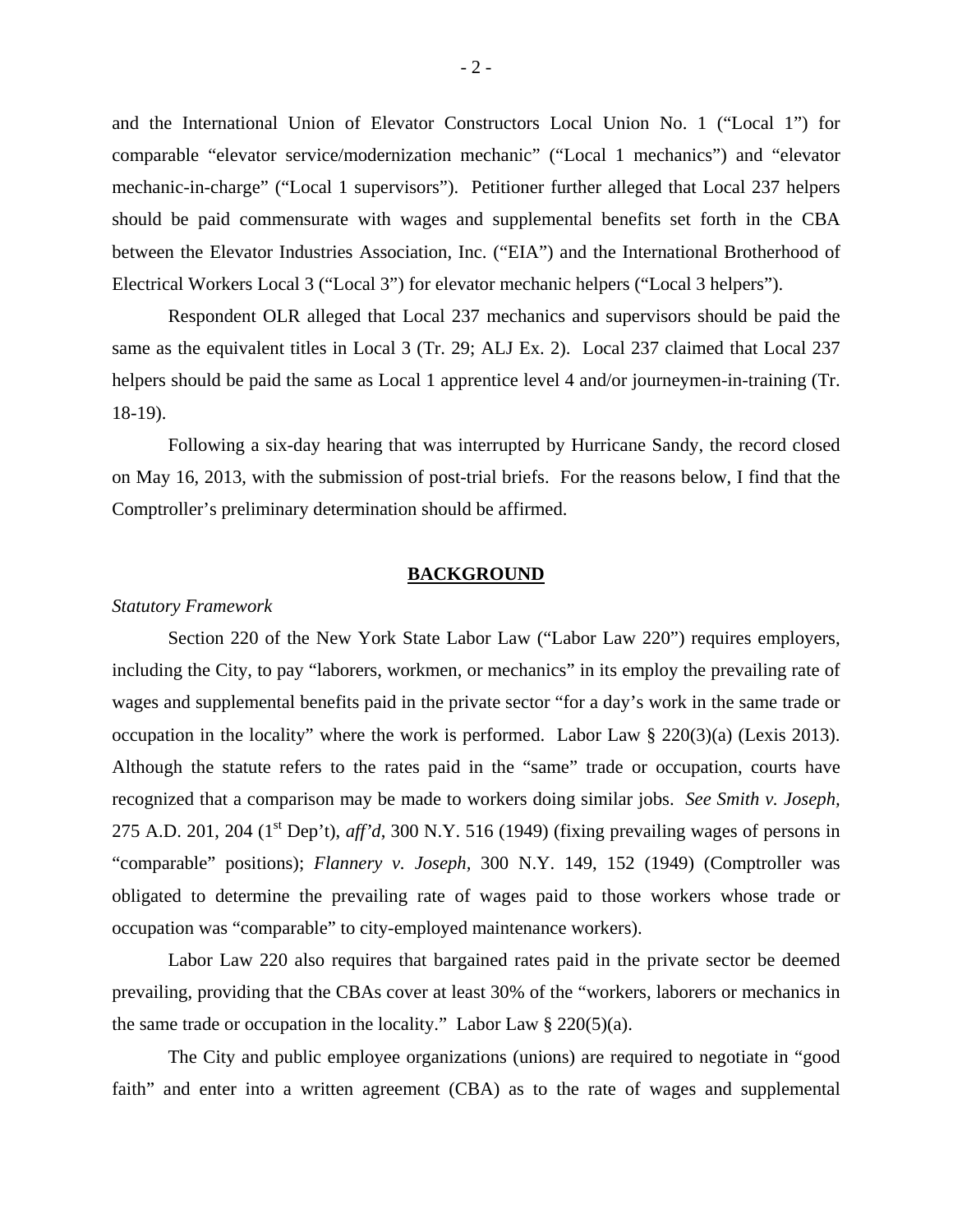and the International Union of Elevator Constructors Local Union No. 1 ("Local 1") for comparable "elevator service/modernization mechanic" ("Local 1 mechanics") and "elevator mechanic-in-charge" ("Local 1 supervisors"). Petitioner further alleged that Local 237 helpers should be paid commensurate with wages and supplemental benefits set forth in the CBA between the Elevator Industries Association, Inc. ("EIA") and the International Brotherhood of Electrical Workers Local 3 ("Local 3") for elevator mechanic helpers ("Local 3 helpers").

Respondent OLR alleged that Local 237 mechanics and supervisors should be paid the same as the equivalent titles in Local 3 (Tr. 29; ALJ Ex. 2). Local 237 claimed that Local 237 helpers should be paid the same as Local 1 apprentice level 4 and/or journeymen-in-training (Tr. 18-19).

Following a six-day hearing that was interrupted by Hurricane Sandy, the record closed on May 16, 2013, with the submission of post-trial briefs. For the reasons below, I find that the Comptroller's preliminary determination should be affirmed.

## BACKGROUND

*Statutory Framework*

Section 220 of the New York State Labor Law ("Labor Law 220") requires employers, including the City, to pay "laborers, workmen, or mechanics" in its employ the prevailing rate of wages and supplemental benefits paid in the private sector "for a day's work in the same trade or occupation in the locality" where the work is performed. Labor Law § 220(3)(a) (Lexis 2013). Although the statute refers to the rates paid in the "same" trade or occupation, courts have recognized that a comparison may be made to workers doing similar jobs. *See Smith v. Joseph*, 275 A.D. 201, 204 (1st Dep't), *aff'd*, 300 N.Y. 516 (1949) (fixing prevailing wages of persons in "comparable" positions); *Flannery v. Joseph*, 300 N.Y. 149, 152 (1949) (Comptroller was obligated to determine the prevailing rate of wages paid to those workers whose trade or occupation was "comparable" to city-employed maintenance workers).

Labor Law 220 also requires that bargained rates paid in the private sector be deemed prevailing, providing that the CBAs cover at least 30% of the "workers, laborers or mechanics in the same trade or occupation in the locality." Labor Law § 220(5)(a).

The City and public employee organizations (unions) are required to negotiate in "good faith" and enter into a written agreement (CBA) as to the rate of wages and supplemental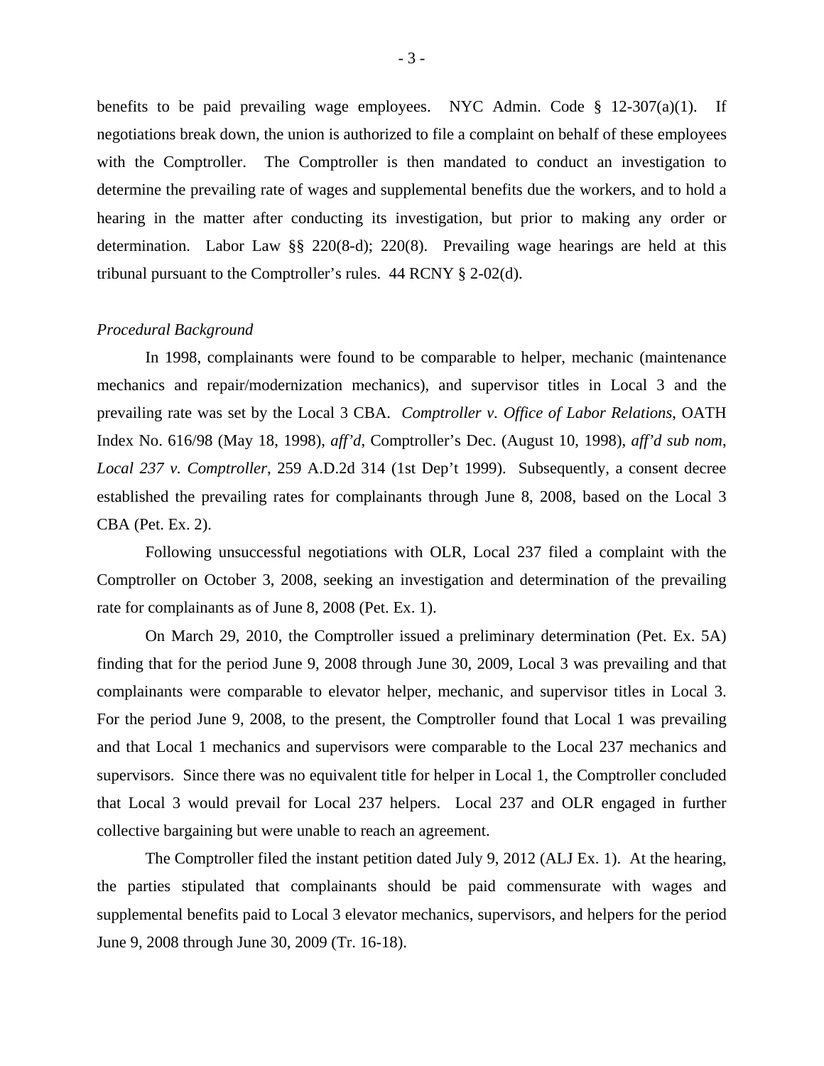benefits to be paid prevailing wage employees. NYC Admin. Code § 12-307(a)(1). If negotiations break down, the union is authorized to file a complaint on behalf of these employees with the Comptroller. The Comptroller is then mandated to conduct an investigation to determine the prevailing rate of wages and supplemental benefits due the workers, and to hold a hearing in the matter after conducting its investigation, but prior to making any order or determination. Labor Law §§ 220(8-d); 220(8). Prevailing wage hearings are held at this tribunal pursuant to the Comptroller's rules. 44 RCNY § 2-02(d).

*Procedural Background*

In 1998, complainants were found to be comparable to helper, mechanic (maintenance mechanics and repair/modernization mechanics), and supervisor titles in Local 3 and the prevailing rate was set by the Local 3 CBA. *Comptroller v. Office of Labor Relations*, OATH Index No. 616/98 (May 18, 1998), *aff'd*, Comptroller's Dec. (August 10, 1998), *aff'd sub nom*, *Local 237 v. Comptroller*, 259 A.D.2d 314 (1st Dep't 1999). Subsequently, a consent decree established the prevailing rates for complainants through June 8, 2008, based on the Local 3 CBA (Pet. Ex. 2).

Following unsuccessful negotiations with OLR, Local 237 filed a complaint with the Comptroller on October 3, 2008, seeking an investigation and determination of the prevailing rate for complainants as of June 8, 2008 (Pet. Ex. 1).

On March 29, 2010, the Comptroller issued a preliminary determination (Pet. Ex. 5A) finding that for the period June 9, 2008 through June 30, 2009, Local 3 was prevailing and that complainants were comparable to elevator helper, mechanic, and supervisor titles in Local 3. For the period June 9, 2008, to the present, the Comptroller found that Local 1 was prevailing and that Local 1 mechanics and supervisors were comparable to the Local 237 mechanics and supervisors. Since there was no equivalent title for helper in Local 1, the Comptroller concluded that Local 3 would prevail for Local 237 helpers. Local 237 and OLR engaged in further collective bargaining but were unable to reach an agreement.

The Comptroller filed the instant petition dated July 9, 2012 (ALJ Ex. 1). At the hearing, the parties stipulated that complainants should be paid commensurate with wages and supplemental benefits paid to Local 3 elevator mechanics, supervisors, and helpers for the period June 9, 2008 through June 30, 2009 (Tr. 16-18).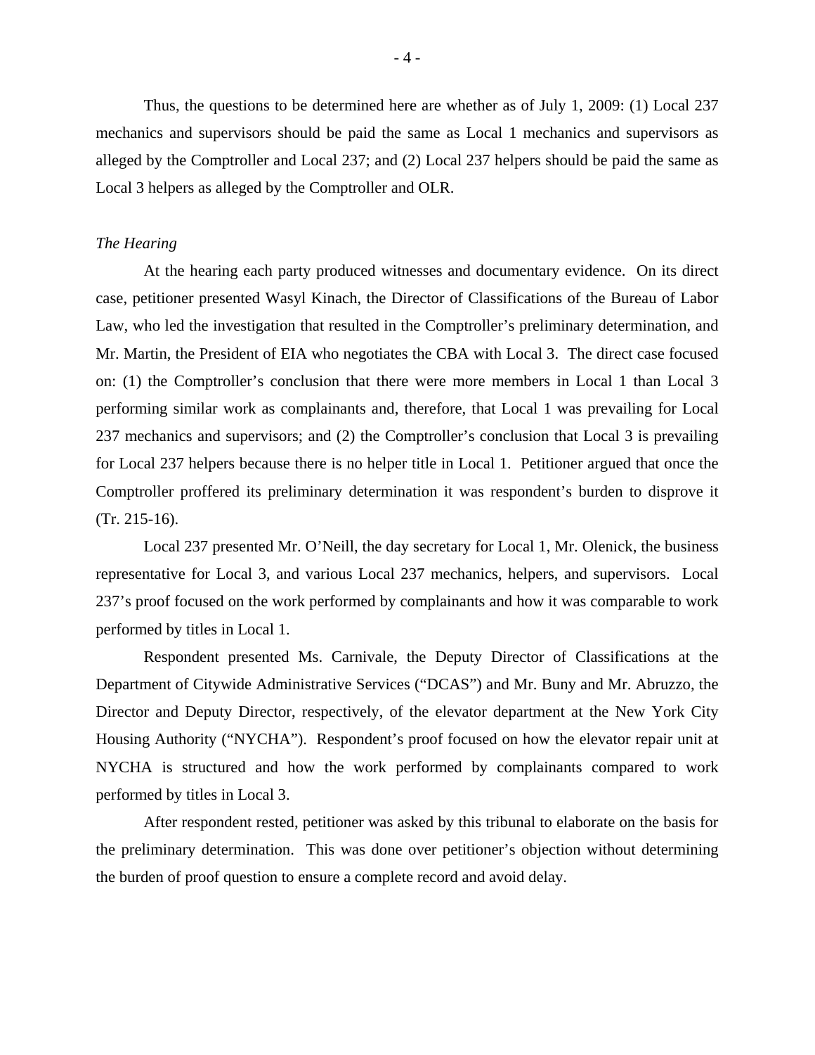Thus, the questions to be determined here are whether as of July 1, 2009: (1) Local 237 mechanics and supervisors should be paid the same as Local 1 mechanics and supervisors as alleged by the Comptroller and Local 237; and (2) Local 237 helpers should be paid the same as Local 3 helpers as alleged by the Comptroller and OLR.

*The Hearing*

At the hearing each party produced witnesses and documentary evidence. On its direct case, petitioner presented Wasyl Kinach, the Director of Classifications of the Bureau of Labor Law, who led the investigation that resulted in the Comptroller's preliminary determination, and Mr. Martin, the President of EIA who negotiates the CBA with Local 3. The direct case focused on: (1) the Comptroller's conclusion that there were more members in Local 1 than Local 3 performing similar work as complainants and, therefore, that Local 1 was prevailing for Local 237 mechanics and supervisors; and (2) the Comptroller's conclusion that Local 3 is prevailing for Local 237 helpers because there is no helper title in Local 1. Petitioner argued that once the Comptroller proffered its preliminary determination it was respondent's burden to disprove it (Tr. 215-16).

Local 237 presented Mr. O'Neill, the day secretary for Local 1, Mr. Olenick, the business representative for Local 3, and various Local 237 mechanics, helpers, and supervisors. Local 237's proof focused on the work performed by complainants and how it was comparable to work performed by titles in Local 1.

Respondent presented Ms. Carnivale, the Deputy Director of Classifications at the Department of Citywide Administrative Services ("DCAS") and Mr. Buny and Mr. Abruzzo, the Director and Deputy Director, respectively, of the elevator department at the New York City Housing Authority ("NYCHA"). Respondent's proof focused on how the elevator repair unit at NYCHA is structured and how the work performed by complainants compared to work performed by titles in Local 3.

After respondent rested, petitioner was asked by this tribunal to elaborate on the basis for the preliminary determination. This was done over petitioner's objection without determining the burden of proof question to ensure a complete record and avoid delay.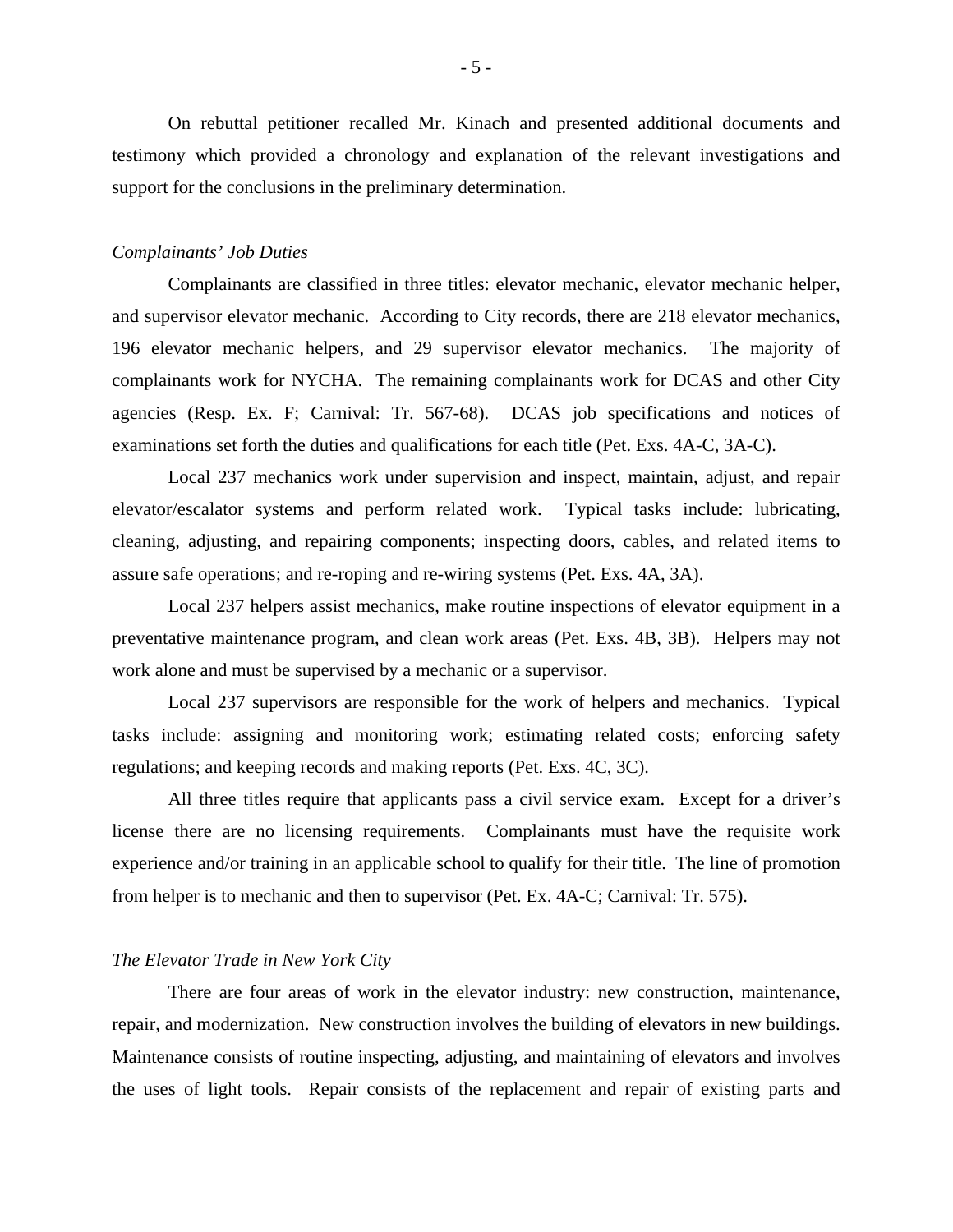On rebuttal petitioner recalled Mr. Kinach and presented additional documents and testimony which provided a chronology and explanation of the relevant investigations and support for the conclusions in the preliminary determination.

*Complainants' Job Duties*

Complainants are classified in three titles: elevator mechanic, elevator mechanic helper, and supervisor elevator mechanic. According to City records, there are 218 elevator mechanics, 196 elevator mechanic helpers, and 29 supervisor elevator mechanics. The majority of complainants work for NYCHA. The remaining complainants work for DCAS and other City agencies (Resp. Ex. F; Carnival: Tr. 567-68). DCAS job specifications and notices of examinations set forth the duties and qualifications for each title (Pet. Exs. 4A-C, 3A-C).

Local 237 mechanics work under supervision and inspect, maintain, adjust, and repair elevator/escalator systems and perform related work. Typical tasks include: lubricating, cleaning, adjusting, and repairing components; inspecting doors, cables, and related items to assure safe operations; and re-roping and re-wiring systems (Pet. Exs. 4A, 3A).

Local 237 helpers assist mechanics, make routine inspections of elevator equipment in a preventative maintenance program, and clean work areas (Pet. Exs. 4B, 3B). Helpers may not work alone and must be supervised by a mechanic or a supervisor.

Local 237 supervisors are responsible for the work of helpers and mechanics. Typical tasks include: assigning and monitoring work; estimating related costs; enforcing safety regulations; and keeping records and making reports (Pet. Exs. 4C, 3C).

All three titles require that applicants pass a civil service exam. Except for a driver's license there are no licensing requirements. Complainants must have the requisite work experience and/or training in an applicable school to qualify for their title. The line of promotion from helper is to mechanic and then to supervisor (Pet. Ex. 4A-C; Carnival: Tr. 575).

*The Elevator Trade in New York City*

There are four areas of work in the elevator industry: new construction, maintenance, repair, and modernization. New construction involves the building of elevators in new buildings. Maintenance consists of routine inspecting, adjusting, and maintaining of elevators and involves the uses of light tools. Repair consists of the replacement and repair of existing parts and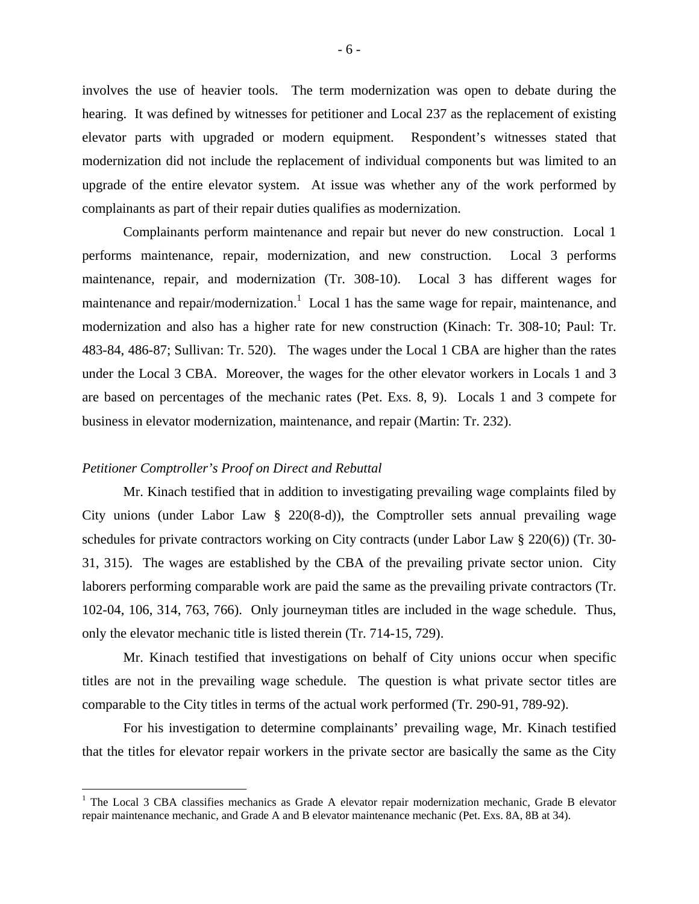involves the use of heavier tools. The term modernization was open to debate during the hearing. It was defined by witnesses for petitioner and Local 237 as the replacement of existing elevator parts with upgraded or modern equipment. Respondent's witnesses stated that modernization did not include the replacement of individual components but was limited to an upgrade of the entire elevator system. At issue was whether any of the work performed by complainants as part of their repair duties qualifies as modernization.

Complainants perform maintenance and repair but never do new construction. Local 1 performs maintenance, repair, modernization, and new construction. Local 3 performs maintenance, repair, and modernization (Tr. 308-10). Local 3 has different wages for maintenance and repair/modernization.[1] Local 1 has the same wage for repair, maintenance, and modernization and also has a higher rate for new construction (Kinach: Tr. 308-10; Paul: Tr. 483-84, 486-87; Sullivan: Tr. 520). The wages under the Local 1 CBA are higher than the rates under the Local 3 CBA. Moreover, the wages for the other elevator workers in Locals 1 and 3 are based on percentages of the mechanic rates (Pet. Exs. 8, 9). Locals 1 and 3 compete for business in elevator modernization, maintenance, and repair (Martin: Tr. 232).

*Petitioner Comptroller's Proof on Direct and Rebuttal*

Mr. Kinach testified that in addition to investigating prevailing wage complaints filed by City unions (under Labor Law § 220(8-d)), the Comptroller sets annual prevailing wage schedules for private contractors working on City contracts (under Labor Law § 220(6)) (Tr. 30-31, 315). The wages are established by the CBA of the prevailing private sector union. City laborers performing comparable work are paid the same as the prevailing private contractors (Tr. 102-04, 106, 314, 763, 766). Only journeyman titles are included in the wage schedule. Thus, only the elevator mechanic title is listed therein (Tr. 714-15, 729).

Mr. Kinach testified that investigations on behalf of City unions occur when specific titles are not in the prevailing wage schedule. The question is what private sector titles are comparable to the City titles in terms of the actual work performed (Tr. 290-91, 789-92).

For his investigation to determine complainants' prevailing wage, Mr. Kinach testified that the titles for elevator repair workers in the private sector are basically the same as the City

[1] The Local 3 CBA classifies mechanics as Grade A elevator repair modernization mechanic, Grade B elevator repair maintenance mechanic, and Grade A and B elevator maintenance mechanic (Pet. Exs. 8A, 8B at 34).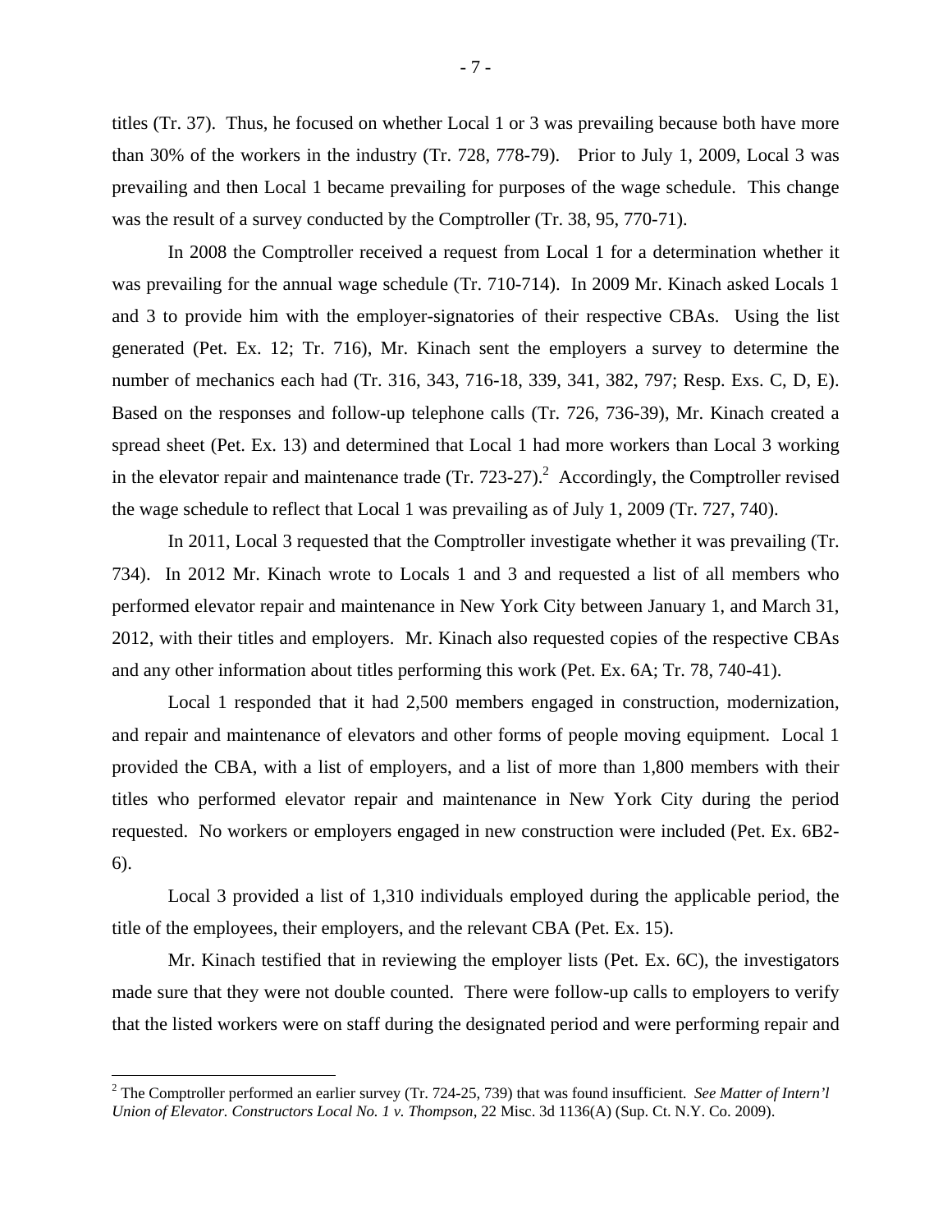titles (Tr. 37). Thus, he focused on whether Local 1 or 3 was prevailing because both have more than 30% of the workers in the industry (Tr. 728, 778-79). Prior to July 1, 2009, Local 3 was prevailing and then Local 1 became prevailing for purposes of the wage schedule. This change was the result of a survey conducted by the Comptroller (Tr. 38, 95, 770-71).

In 2008 the Comptroller received a request from Local 1 for a determination whether it was prevailing for the annual wage schedule (Tr. 710-714). In 2009 Mr. Kinach asked Locals 1 and 3 to provide him with the employer-signatories of their respective CBAs. Using the list generated (Pet. Ex. 12; Tr. 716), Mr. Kinach sent the employers a survey to determine the number of mechanics each had (Tr. 316, 343, 716-18, 339, 341, 382, 797; Resp. Exs. C, D, E). Based on the responses and follow-up telephone calls (Tr. 726, 736-39), Mr. Kinach created a spread sheet (Pet. Ex. 13) and determined that Local 1 had more workers than Local 3 working in the elevator repair and maintenance trade (Tr. 723-27).[2] Accordingly, the Comptroller revised the wage schedule to reflect that Local 1 was prevailing as of July 1, 2009 (Tr. 727, 740).

In 2011, Local 3 requested that the Comptroller investigate whether it was prevailing (Tr. 734). In 2012 Mr. Kinach wrote to Locals 1 and 3 and requested a list of all members who performed elevator repair and maintenance in New York City between January 1, and March 31, 2012, with their titles and employers. Mr. Kinach also requested copies of the respective CBAs and any other information about titles performing this work (Pet. Ex. 6A; Tr. 78, 740-41).

Local 1 responded that it had 2,500 members engaged in construction, modernization, and repair and maintenance of elevators and other forms of people moving equipment. Local 1 provided the CBA, with a list of employers, and a list of more than 1,800 members with their titles who performed elevator repair and maintenance in New York City during the period requested. No workers or employers engaged in new construction were included (Pet. Ex. 6B2-6).

Local 3 provided a list of 1,310 individuals employed during the applicable period, the title of the employees, their employers, and the relevant CBA (Pet. Ex. 15).

Mr. Kinach testified that in reviewing the employer lists (Pet. Ex. 6C), the investigators made sure that they were not double counted. There were follow-up calls to employers to verify that the listed workers were on staff during the designated period and were performing repair and

[2] The Comptroller performed an earlier survey (Tr. 724-25, 739) that was found insufficient. *See Matter of Intern'l Union of Elevator. Constructors Local No. 1 v. Thompson*, 22 Misc. 3d 1136(A) (Sup. Ct. N.Y. Co. 2009).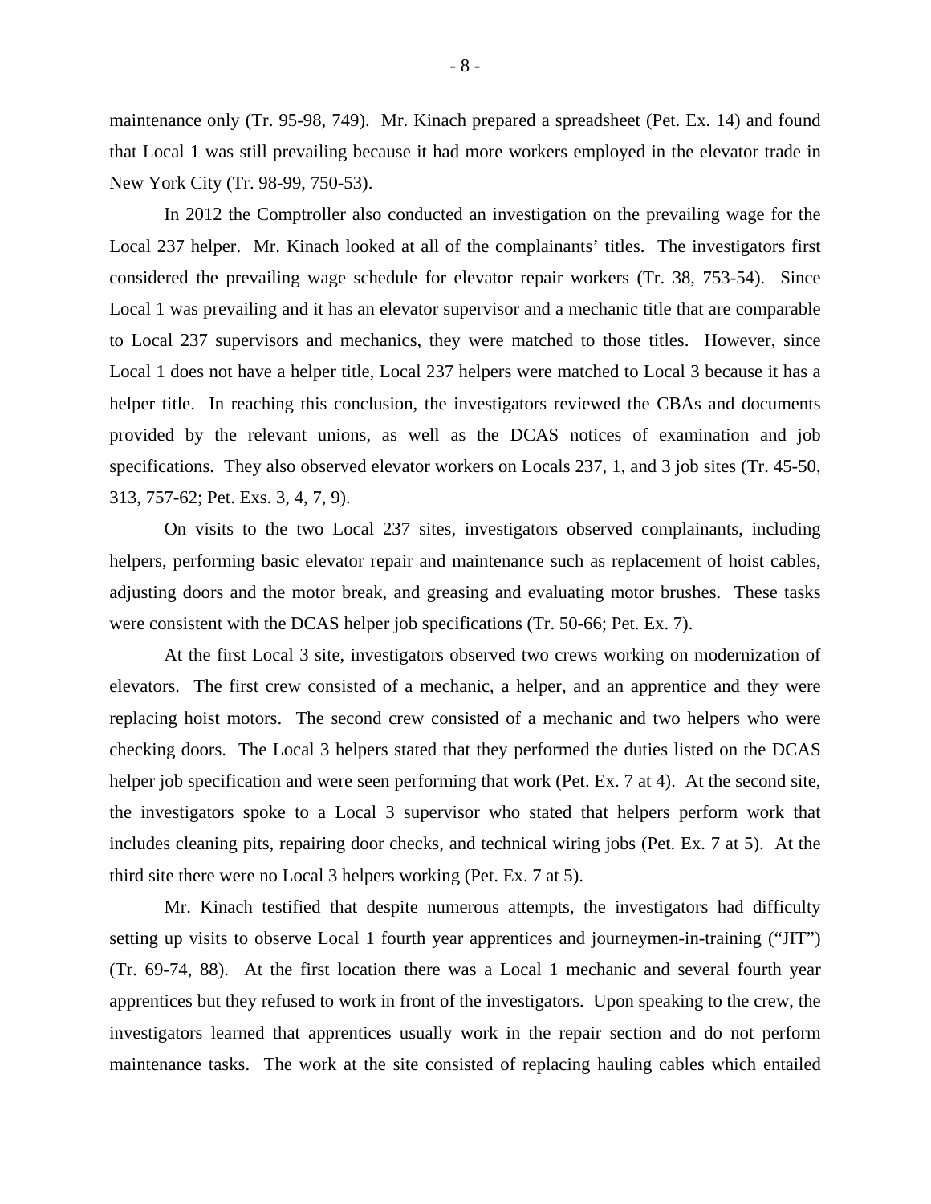maintenance only (Tr. 95-98, 749). Mr. Kinach prepared a spreadsheet (Pet. Ex. 14) and found that Local 1 was still prevailing because it had more workers employed in the elevator trade in New York City (Tr. 98-99, 750-53).

In 2012 the Comptroller also conducted an investigation on the prevailing wage for the Local 237 helper. Mr. Kinach looked at all of the complainants' titles. The investigators first considered the prevailing wage schedule for elevator repair workers (Tr. 38, 753-54). Since Local 1 was prevailing and it has an elevator supervisor and a mechanic title that are comparable to Local 237 supervisors and mechanics, they were matched to those titles. However, since Local 1 does not have a helper title, Local 237 helpers were matched to Local 3 because it has a helper title. In reaching this conclusion, the investigators reviewed the CBAs and documents provided by the relevant unions, as well as the DCAS notices of examination and job specifications. They also observed elevator workers on Locals 237, 1, and 3 job sites (Tr. 45-50, 313, 757-62; Pet. Exs. 3, 4, 7, 9).

On visits to the two Local 237 sites, investigators observed complainants, including helpers, performing basic elevator repair and maintenance such as replacement of hoist cables, adjusting doors and the motor break, and greasing and evaluating motor brushes. These tasks were consistent with the DCAS helper job specifications (Tr. 50-66; Pet. Ex. 7).

At the first Local 3 site, investigators observed two crews working on modernization of elevators. The first crew consisted of a mechanic, a helper, and an apprentice and they were replacing hoist motors. The second crew consisted of a mechanic and two helpers who were checking doors. The Local 3 helpers stated that they performed the duties listed on the DCAS helper job specification and were seen performing that work (Pet. Ex. 7 at 4). At the second site, the investigators spoke to a Local 3 supervisor who stated that helpers perform work that includes cleaning pits, repairing door checks, and technical wiring jobs (Pet. Ex. 7 at 5). At the third site there were no Local 3 helpers working (Pet. Ex. 7 at 5).

Mr. Kinach testified that despite numerous attempts, the investigators had difficulty setting up visits to observe Local 1 fourth year apprentices and journeymen-in-training ("JIT") (Tr. 69-74, 88). At the first location there was a Local 1 mechanic and several fourth year apprentices but they refused to work in front of the investigators. Upon speaking to the crew, the investigators learned that apprentices usually work in the repair section and do not perform maintenance tasks. The work at the site consisted of replacing hauling cables which entailed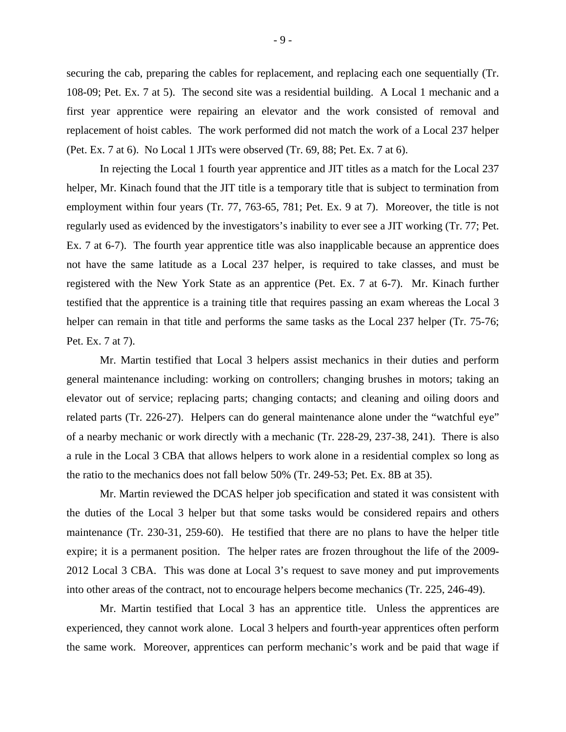securing the cab, preparing the cables for replacement, and replacing each one sequentially (Tr. 108-09; Pet. Ex. 7 at 5). The second site was a residential building. A Local 1 mechanic and a first year apprentice were repairing an elevator and the work consisted of removal and replacement of hoist cables. The work performed did not match the work of a Local 237 helper (Pet. Ex. 7 at 6). No Local 1 JITs were observed (Tr. 69, 88; Pet. Ex. 7 at 6).

In rejecting the Local 1 fourth year apprentice and JIT titles as a match for the Local 237 helper, Mr. Kinach found that the JIT title is a temporary title that is subject to termination from employment within four years (Tr. 77, 763-65, 781; Pet. Ex. 9 at 7). Moreover, the title is not regularly used as evidenced by the investigators's inability to ever see a JIT working (Tr. 77; Pet. Ex. 7 at 6-7). The fourth year apprentice title was also inapplicable because an apprentice does not have the same latitude as a Local 237 helper, is required to take classes, and must be registered with the New York State as an apprentice (Pet. Ex. 7 at 6-7). Mr. Kinach further testified that the apprentice is a training title that requires passing an exam whereas the Local 3 helper can remain in that title and performs the same tasks as the Local 237 helper (Tr. 75-76; Pet. Ex. 7 at 7).

Mr. Martin testified that Local 3 helpers assist mechanics in their duties and perform general maintenance including: working on controllers; changing brushes in motors; taking an elevator out of service; replacing parts; changing contacts; and cleaning and oiling doors and related parts (Tr. 226-27). Helpers can do general maintenance alone under the "watchful eye" of a nearby mechanic or work directly with a mechanic (Tr. 228-29, 237-38, 241). There is also a rule in the Local 3 CBA that allows helpers to work alone in a residential complex so long as the ratio to the mechanics does not fall below 50% (Tr. 249-53; Pet. Ex. 8B at 35).

Mr. Martin reviewed the DCAS helper job specification and stated it was consistent with the duties of the Local 3 helper but that some tasks would be considered repairs and others maintenance (Tr. 230-31, 259-60). He testified that there are no plans to have the helper title expire; it is a permanent position. The helper rates are frozen throughout the life of the 2009-2012 Local 3 CBA. This was done at Local 3's request to save money and put improvements into other areas of the contract, not to encourage helpers become mechanics (Tr. 225, 246-49).

Mr. Martin testified that Local 3 has an apprentice title. Unless the apprentices are experienced, they cannot work alone. Local 3 helpers and fourth-year apprentices often perform the same work. Moreover, apprentices can perform mechanic's work and be paid that wage if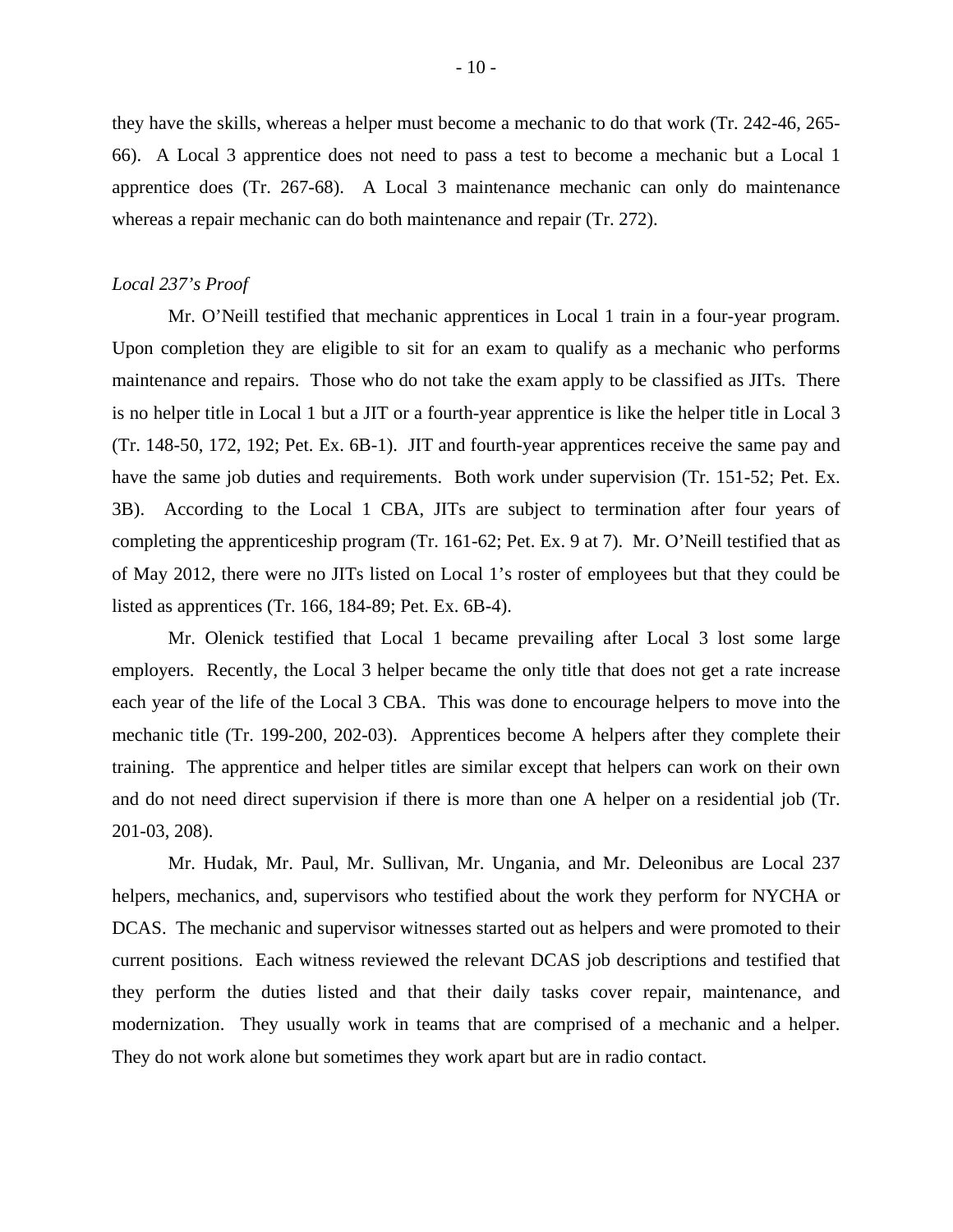they have the skills, whereas a helper must become a mechanic to do that work (Tr. 242-46, 265-66). A Local 3 apprentice does not need to pass a test to become a mechanic but a Local 1 apprentice does (Tr. 267-68). A Local 3 maintenance mechanic can only do maintenance whereas a repair mechanic can do both maintenance and repair (Tr. 272).

*Local 237's Proof*

Mr. O'Neill testified that mechanic apprentices in Local 1 train in a four-year program. Upon completion they are eligible to sit for an exam to qualify as a mechanic who performs maintenance and repairs. Those who do not take the exam apply to be classified as JITs. There is no helper title in Local 1 but a JIT or a fourth-year apprentice is like the helper title in Local 3 (Tr. 148-50, 172, 192; Pet. Ex. 6B-1). JIT and fourth-year apprentices receive the same pay and have the same job duties and requirements. Both work under supervision (Tr. 151-52; Pet. Ex. 3B). According to the Local 1 CBA, JITs are subject to termination after four years of completing the apprenticeship program (Tr. 161-62; Pet. Ex. 9 at 7). Mr. O'Neill testified that as of May 2012, there were no JITs listed on Local 1's roster of employees but that they could be listed as apprentices (Tr. 166, 184-89; Pet. Ex. 6B-4).

Mr. Olenick testified that Local 1 became prevailing after Local 3 lost some large employers. Recently, the Local 3 helper became the only title that does not get a rate increase each year of the life of the Local 3 CBA. This was done to encourage helpers to move into the mechanic title (Tr. 199-200, 202-03). Apprentices become A helpers after they complete their training. The apprentice and helper titles are similar except that helpers can work on their own and do not need direct supervision if there is more than one A helper on a residential job (Tr. 201-03, 208).

Mr. Hudak, Mr. Paul, Mr. Sullivan, Mr. Ungania, and Mr. Deleonibus are Local 237 helpers, mechanics, and, supervisors who testified about the work they perform for NYCHA or DCAS. The mechanic and supervisor witnesses started out as helpers and were promoted to their current positions. Each witness reviewed the relevant DCAS job descriptions and testified that they perform the duties listed and that their daily tasks cover repair, maintenance, and modernization. They usually work in teams that are comprised of a mechanic and a helper. They do not work alone but sometimes they work apart but are in radio contact.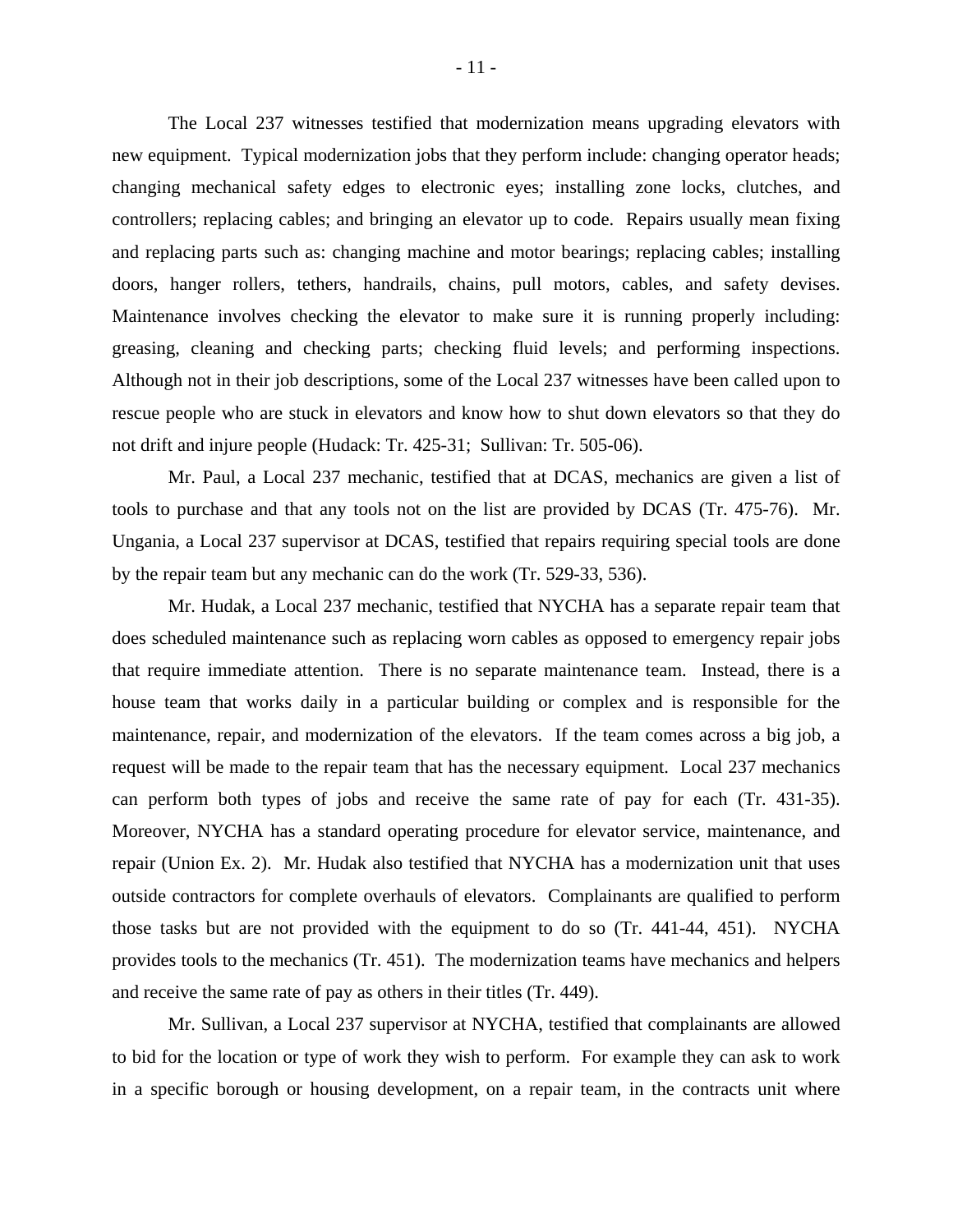The Local 237 witnesses testified that modernization means upgrading elevators with new equipment. Typical modernization jobs that they perform include: changing operator heads; changing mechanical safety edges to electronic eyes; installing zone locks, clutches, and controllers; replacing cables; and bringing an elevator up to code. Repairs usually mean fixing and replacing parts such as: changing machine and motor bearings; replacing cables; installing doors, hanger rollers, tethers, handrails, chains, pull motors, cables, and safety devises. Maintenance involves checking the elevator to make sure it is running properly including: greasing, cleaning and checking parts; checking fluid levels; and performing inspections. Although not in their job descriptions, some of the Local 237 witnesses have been called upon to rescue people who are stuck in elevators and know how to shut down elevators so that they do not drift and injure people (Hudack: Tr. 425-31; Sullivan: Tr. 505-06).

Mr. Paul, a Local 237 mechanic, testified that at DCAS, mechanics are given a list of tools to purchase and that any tools not on the list are provided by DCAS (Tr. 475-76). Mr. Ungania, a Local 237 supervisor at DCAS, testified that repairs requiring special tools are done by the repair team but any mechanic can do the work (Tr. 529-33, 536).

Mr. Hudak, a Local 237 mechanic, testified that NYCHA has a separate repair team that does scheduled maintenance such as replacing worn cables as opposed to emergency repair jobs that require immediate attention. There is no separate maintenance team. Instead, there is a house team that works daily in a particular building or complex and is responsible for the maintenance, repair, and modernization of the elevators. If the team comes across a big job, a request will be made to the repair team that has the necessary equipment. Local 237 mechanics can perform both types of jobs and receive the same rate of pay for each (Tr. 431-35). Moreover, NYCHA has a standard operating procedure for elevator service, maintenance, and repair (Union Ex. 2). Mr. Hudak also testified that NYCHA has a modernization unit that uses outside contractors for complete overhauls of elevators. Complainants are qualified to perform those tasks but are not provided with the equipment to do so (Tr. 441-44, 451). NYCHA provides tools to the mechanics (Tr. 451). The modernization teams have mechanics and helpers and receive the same rate of pay as others in their titles (Tr. 449).

Mr. Sullivan, a Local 237 supervisor at NYCHA, testified that complainants are allowed to bid for the location or type of work they wish to perform. For example they can ask to work in a specific borough or housing development, on a repair team, in the contracts unit where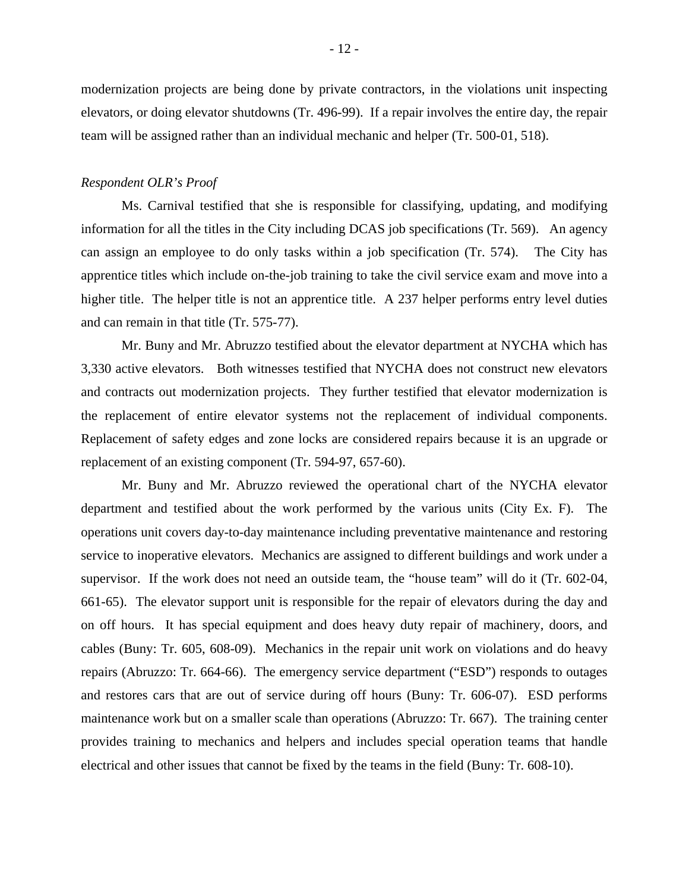modernization projects are being done by private contractors, in the violations unit inspecting elevators, or doing elevator shutdowns (Tr. 496-99). If a repair involves the entire day, the repair team will be assigned rather than an individual mechanic and helper (Tr. 500-01, 518).

*Respondent OLR's Proof*

Ms. Carnival testified that she is responsible for classifying, updating, and modifying information for all the titles in the City including DCAS job specifications (Tr. 569). An agency can assign an employee to do only tasks within a job specification (Tr. 574). The City has apprentice titles which include on-the-job training to take the civil service exam and move into a higher title. The helper title is not an apprentice title. A 237 helper performs entry level duties and can remain in that title (Tr. 575-77).

Mr. Buny and Mr. Abruzzo testified about the elevator department at NYCHA which has 3,330 active elevators. Both witnesses testified that NYCHA does not construct new elevators and contracts out modernization projects. They further testified that elevator modernization is the replacement of entire elevator systems not the replacement of individual components. Replacement of safety edges and zone locks are considered repairs because it is an upgrade or replacement of an existing component (Tr. 594-97, 657-60).

Mr. Buny and Mr. Abruzzo reviewed the operational chart of the NYCHA elevator department and testified about the work performed by the various units (City Ex. F). The operations unit covers day-to-day maintenance including preventative maintenance and restoring service to inoperative elevators. Mechanics are assigned to different buildings and work under a supervisor. If the work does not need an outside team, the "house team" will do it (Tr. 602-04, 661-65). The elevator support unit is responsible for the repair of elevators during the day and on off hours. It has special equipment and does heavy duty repair of machinery, doors, and cables (Buny: Tr. 605, 608-09). Mechanics in the repair unit work on violations and do heavy repairs (Abruzzo: Tr. 664-66). The emergency service department ("ESD") responds to outages and restores cars that are out of service during off hours (Buny: Tr. 606-07). ESD performs maintenance work but on a smaller scale than operations (Abruzzo: Tr. 667). The training center provides training to mechanics and helpers and includes special operation teams that handle electrical and other issues that cannot be fixed by the teams in the field (Buny: Tr. 608-10).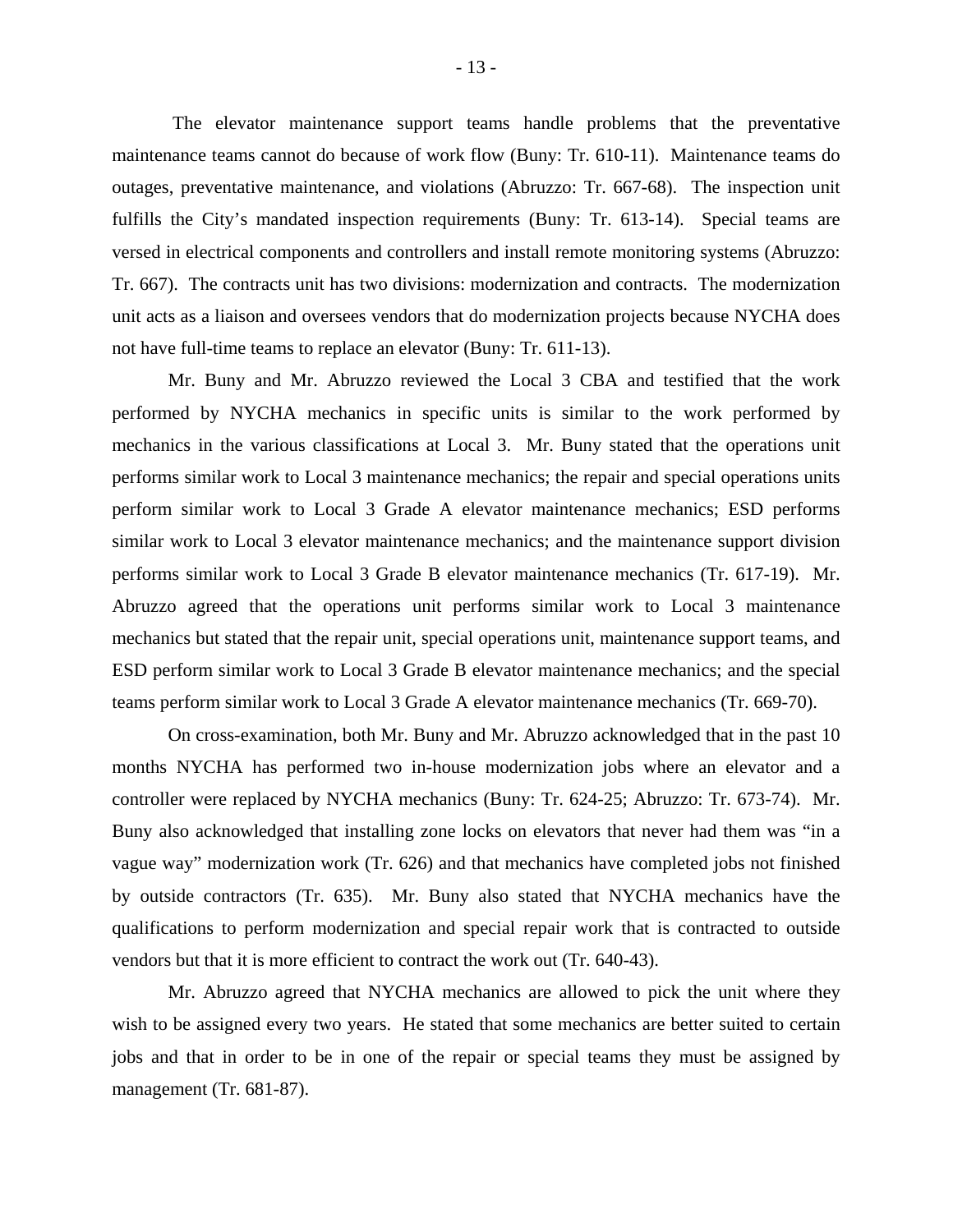The elevator maintenance support teams handle problems that the preventative maintenance teams cannot do because of work flow (Buny: Tr. 610-11). Maintenance teams do outages, preventative maintenance, and violations (Abruzzo: Tr. 667-68). The inspection unit fulfills the City's mandated inspection requirements (Buny: Tr. 613-14). Special teams are versed in electrical components and controllers and install remote monitoring systems (Abruzzo: Tr. 667). The contracts unit has two divisions: modernization and contracts. The modernization unit acts as a liaison and oversees vendors that do modernization projects because NYCHA does not have full-time teams to replace an elevator (Buny: Tr. 611-13).

Mr. Buny and Mr. Abruzzo reviewed the Local 3 CBA and testified that the work performed by NYCHA mechanics in specific units is similar to the work performed by mechanics in the various classifications at Local 3. Mr. Buny stated that the operations unit performs similar work to Local 3 maintenance mechanics; the repair and special operations units perform similar work to Local 3 Grade A elevator maintenance mechanics; ESD performs similar work to Local 3 elevator maintenance mechanics; and the maintenance support division performs similar work to Local 3 Grade B elevator maintenance mechanics (Tr. 617-19). Mr. Abruzzo agreed that the operations unit performs similar work to Local 3 maintenance mechanics but stated that the repair unit, special operations unit, maintenance support teams, and ESD perform similar work to Local 3 Grade B elevator maintenance mechanics; and the special teams perform similar work to Local 3 Grade A elevator maintenance mechanics (Tr. 669-70).

On cross-examination, both Mr. Buny and Mr. Abruzzo acknowledged that in the past 10 months NYCHA has performed two in-house modernization jobs where an elevator and a controller were replaced by NYCHA mechanics (Buny: Tr. 624-25; Abruzzo: Tr. 673-74). Mr. Buny also acknowledged that installing zone locks on elevators that never had them was "in a vague way" modernization work (Tr. 626) and that mechanics have completed jobs not finished by outside contractors (Tr. 635). Mr. Buny also stated that NYCHA mechanics have the qualifications to perform modernization and special repair work that is contracted to outside vendors but that it is more efficient to contract the work out (Tr. 640-43).

Mr. Abruzzo agreed that NYCHA mechanics are allowed to pick the unit where they wish to be assigned every two years. He stated that some mechanics are better suited to certain jobs and that in order to be in one of the repair or special teams they must be assigned by management (Tr. 681-87).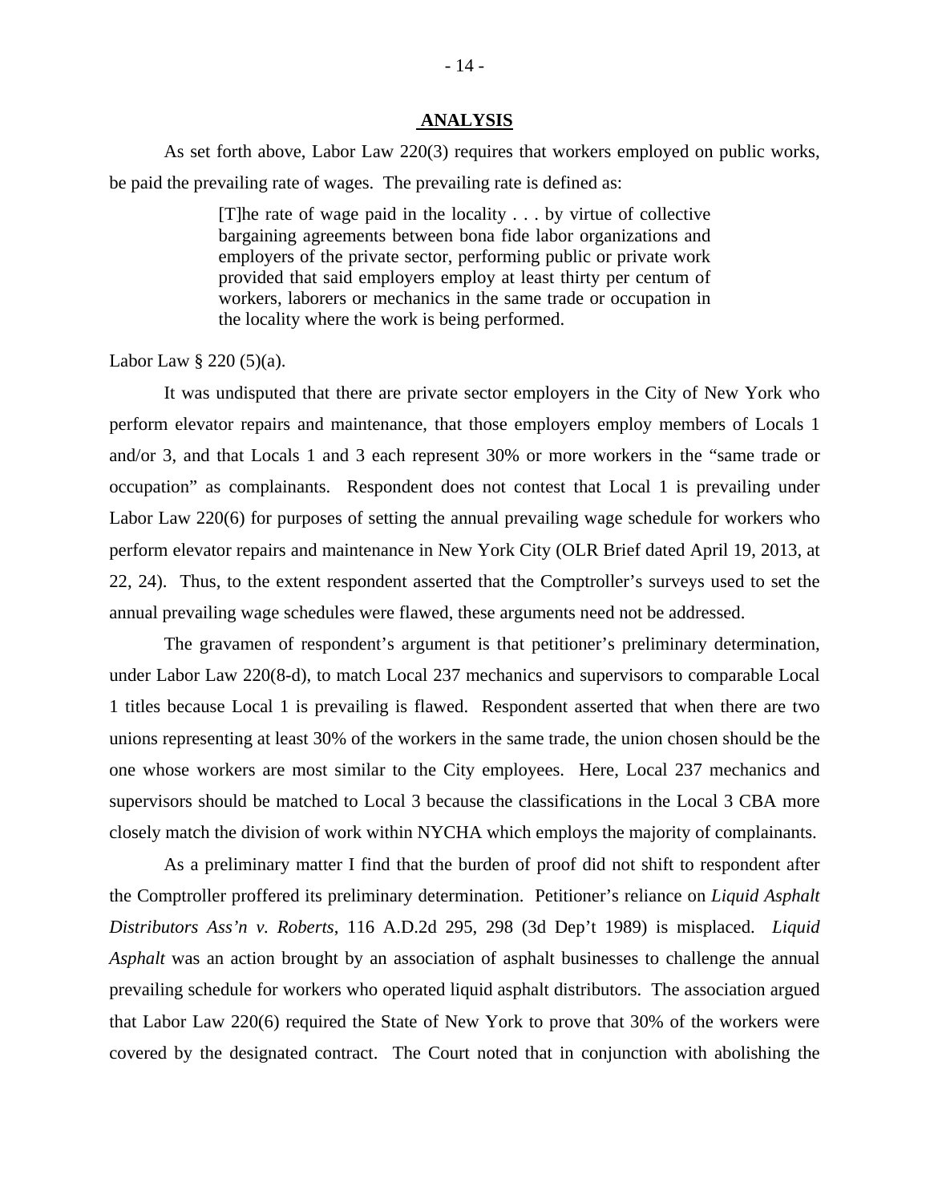## ANALYSIS

As set forth above, Labor Law 220(3) requires that workers employed on public works, be paid the prevailing rate of wages. The prevailing rate is defined as:

> [T]he rate of wage paid in the locality . . . by virtue of collective bargaining agreements between bona fide labor organizations and employers of the private sector, performing public or private work provided that said employers employ at least thirty per centum of workers, laborers or mechanics in the same trade or occupation in the locality where the work is being performed.

Labor Law § 220 (5)(a).

It was undisputed that there are private sector employers in the City of New York who perform elevator repairs and maintenance, that those employers employ members of Locals 1 and/or 3, and that Locals 1 and 3 each represent 30% or more workers in the "same trade or occupation" as complainants. Respondent does not contest that Local 1 is prevailing under Labor Law 220(6) for purposes of setting the annual prevailing wage schedule for workers who perform elevator repairs and maintenance in New York City (OLR Brief dated April 19, 2013, at 22, 24). Thus, to the extent respondent asserted that the Comptroller's surveys used to set the annual prevailing wage schedules were flawed, these arguments need not be addressed.

The gravamen of respondent's argument is that petitioner's preliminary determination, under Labor Law 220(8-d), to match Local 237 mechanics and supervisors to comparable Local 1 titles because Local 1 is prevailing is flawed. Respondent asserted that when there are two unions representing at least 30% of the workers in the same trade, the union chosen should be the one whose workers are most similar to the City employees. Here, Local 237 mechanics and supervisors should be matched to Local 3 because the classifications in the Local 3 CBA more closely match the division of work within NYCHA which employs the majority of complainants.

As a preliminary matter I find that the burden of proof did not shift to respondent after the Comptroller proffered its preliminary determination. Petitioner's reliance on *Liquid Asphalt Distributors Ass'n v. Roberts*, 116 A.D.2d 295, 298 (3d Dep't 1989) is misplaced. *Liquid Asphalt* was an action brought by an association of asphalt businesses to challenge the annual prevailing schedule for workers who operated liquid asphalt distributors. The association argued that Labor Law 220(6) required the State of New York to prove that 30% of the workers were covered by the designated contract. The Court noted that in conjunction with abolishing the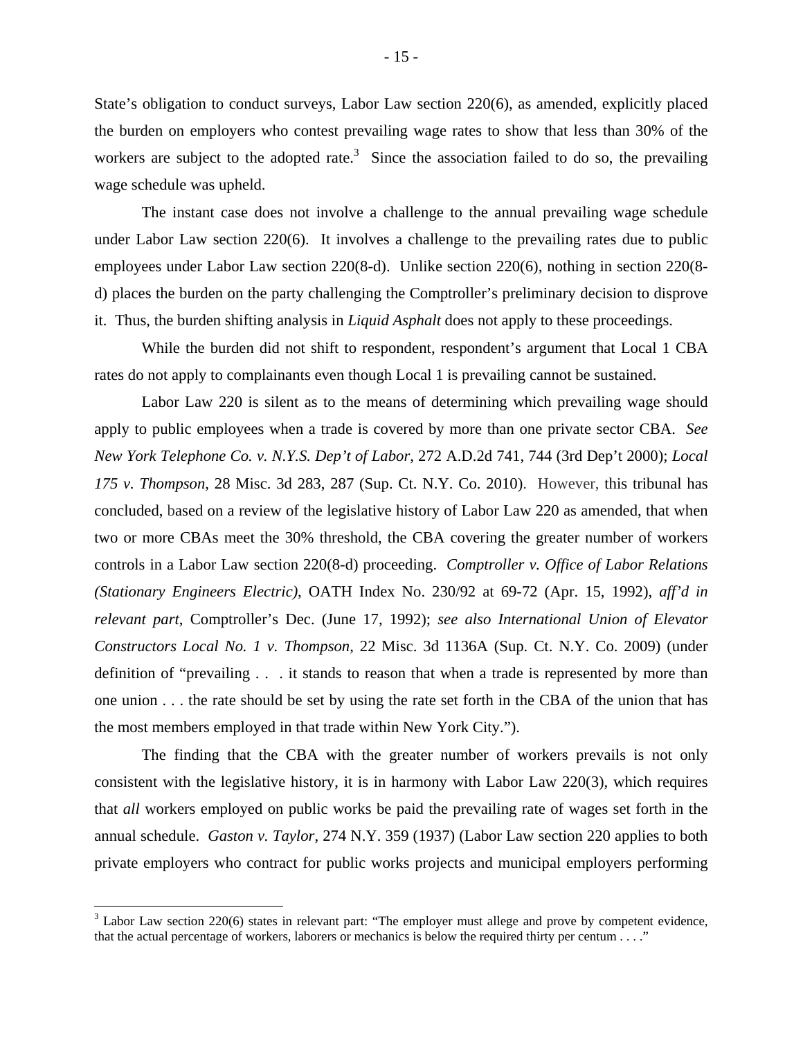State's obligation to conduct surveys, Labor Law section 220(6), as amended, explicitly placed the burden on employers who contest prevailing wage rates to show that less than 30% of the workers are subject to the adopted rate.[3] Since the association failed to do so, the prevailing wage schedule was upheld.

The instant case does not involve a challenge to the annual prevailing wage schedule under Labor Law section 220(6). It involves a challenge to the prevailing rates due to public employees under Labor Law section 220(8-d). Unlike section 220(6), nothing in section 220(8-d) places the burden on the party challenging the Comptroller's preliminary decision to disprove it. Thus, the burden shifting analysis in *Liquid Asphalt* does not apply to these proceedings.

While the burden did not shift to respondent, respondent's argument that Local 1 CBA rates do not apply to complainants even though Local 1 is prevailing cannot be sustained.

Labor Law 220 is silent as to the means of determining which prevailing wage should apply to public employees when a trade is covered by more than one private sector CBA. *See New York Telephone Co. v. N.Y.S. Dep't of Labor*, 272 A.D.2d 741, 744 (3rd Dep't 2000); *Local 175 v. Thompson*, 28 Misc. 3d 283, 287 (Sup. Ct. N.Y. Co. 2010). However, this tribunal has concluded, based on a review of the legislative history of Labor Law 220 as amended, that when two or more CBAs meet the 30% threshold, the CBA covering the greater number of workers controls in a Labor Law section 220(8-d) proceeding. *Comptroller v. Office of Labor Relations (Stationary Engineers Electric)*, OATH Index No. 230/92 at 69-72 (Apr. 15, 1992), *aff'd in relevant part*, Comptroller's Dec. (June 17, 1992); *see also International Union of Elevator Constructors Local No. 1 v. Thompson*, 22 Misc. 3d 1136A (Sup. Ct. N.Y. Co. 2009) (under definition of "prevailing . . . it stands to reason that when a trade is represented by more than one union . . . the rate should be set by using the rate set forth in the CBA of the union that has the most members employed in that trade within New York City.").

The finding that the CBA with the greater number of workers prevails is not only consistent with the legislative history, it is in harmony with Labor Law 220(3), which requires that *all* workers employed on public works be paid the prevailing rate of wages set forth in the annual schedule. *Gaston v. Taylor*, 274 N.Y. 359 (1937) (Labor Law section 220 applies to both private employers who contract for public works projects and municipal employers performing

---

[3] Labor Law section 220(6) states in relevant part: "The employer must allege and prove by competent evidence, that the actual percentage of workers, laborers or mechanics is below the required thirty per centum . . . ."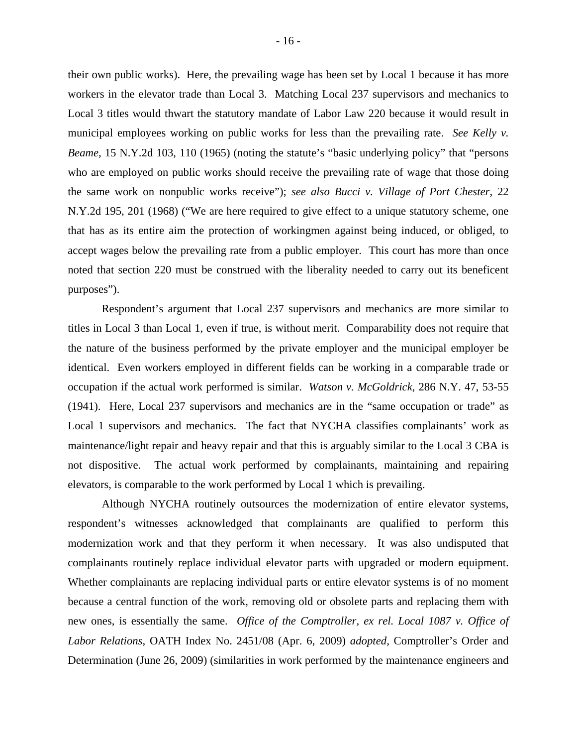their own public works). Here, the prevailing wage has been set by Local 1 because it has more workers in the elevator trade than Local 3. Matching Local 237 supervisors and mechanics to Local 3 titles would thwart the statutory mandate of Labor Law 220 because it would result in municipal employees working on public works for less than the prevailing rate. *See Kelly v. Beame*, 15 N.Y.2d 103, 110 (1965) (noting the statute's "basic underlying policy" that "persons who are employed on public works should receive the prevailing rate of wage that those doing the same work on nonpublic works receive"); *see also Bucci v. Village of Port Chester*, 22 N.Y.2d 195, 201 (1968) ("We are here required to give effect to a unique statutory scheme, one that has as its entire aim the protection of workingmen against being induced, or obliged, to accept wages below the prevailing rate from a public employer. This court has more than once noted that section 220 must be construed with the liberality needed to carry out its beneficent purposes").

Respondent's argument that Local 237 supervisors and mechanics are more similar to titles in Local 3 than Local 1, even if true, is without merit. Comparability does not require that the nature of the business performed by the private employer and the municipal employer be identical. Even workers employed in different fields can be working in a comparable trade or occupation if the actual work performed is similar. *Watson v. McGoldrick*, 286 N.Y. 47, 53-55 (1941). Here, Local 237 supervisors and mechanics are in the "same occupation or trade" as Local 1 supervisors and mechanics. The fact that NYCHA classifies complainants' work as maintenance/light repair and heavy repair and that this is arguably similar to the Local 3 CBA is not dispositive. The actual work performed by complainants, maintaining and repairing elevators, is comparable to the work performed by Local 1 which is prevailing.

Although NYCHA routinely outsources the modernization of entire elevator systems, respondent's witnesses acknowledged that complainants are qualified to perform this modernization work and that they perform it when necessary. It was also undisputed that complainants routinely replace individual elevator parts with upgraded or modern equipment. Whether complainants are replacing individual parts or entire elevator systems is of no moment because a central function of the work, removing old or obsolete parts and replacing them with new ones, is essentially the same. *Office of the Comptroller, ex rel. Local 1087 v. Office of Labor Relations*, OATH Index No. 2451/08 (Apr. 6, 2009) *adopted*, Comptroller's Order and Determination (June 26, 2009) (similarities in work performed by the maintenance engineers and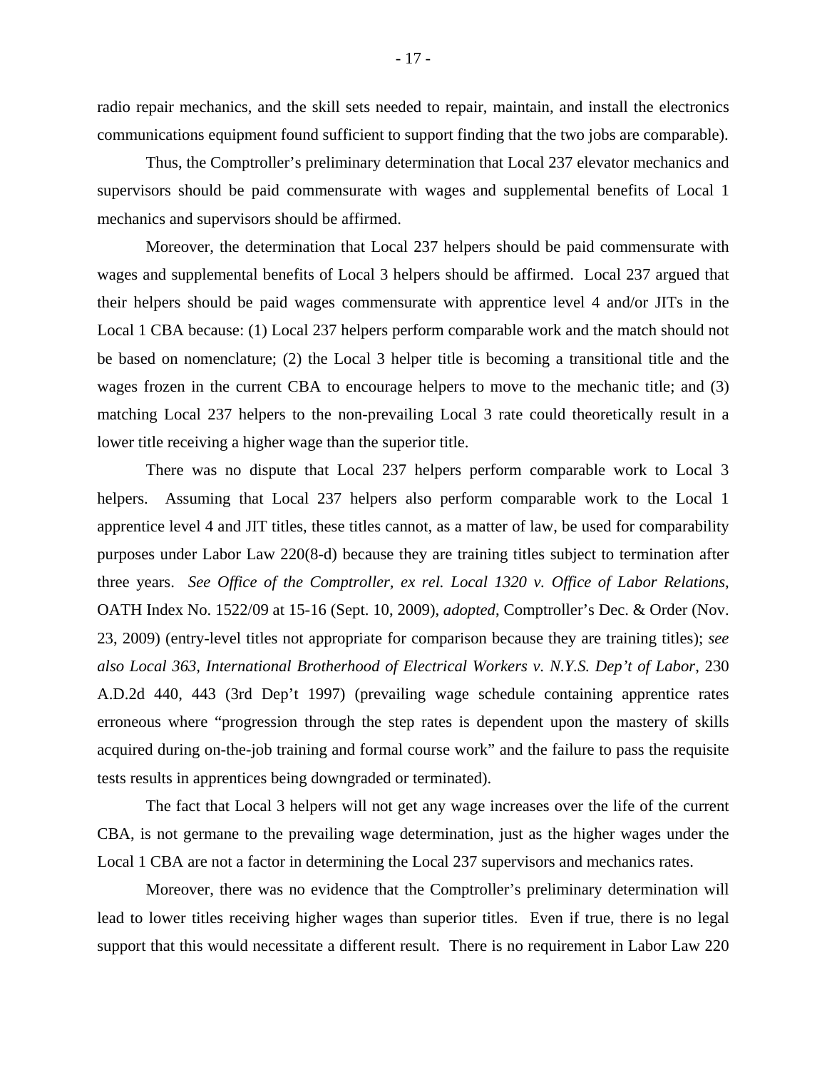radio repair mechanics, and the skill sets needed to repair, maintain, and install the electronics communications equipment found sufficient to support finding that the two jobs are comparable).

Thus, the Comptroller's preliminary determination that Local 237 elevator mechanics and supervisors should be paid commensurate with wages and supplemental benefits of Local 1 mechanics and supervisors should be affirmed.

Moreover, the determination that Local 237 helpers should be paid commensurate with wages and supplemental benefits of Local 3 helpers should be affirmed. Local 237 argued that their helpers should be paid wages commensurate with apprentice level 4 and/or JITs in the Local 1 CBA because: (1) Local 237 helpers perform comparable work and the match should not be based on nomenclature; (2) the Local 3 helper title is becoming a transitional title and the wages frozen in the current CBA to encourage helpers to move to the mechanic title; and (3) matching Local 237 helpers to the non-prevailing Local 3 rate could theoretically result in a lower title receiving a higher wage than the superior title.

There was no dispute that Local 237 helpers perform comparable work to Local 3 helpers. Assuming that Local 237 helpers also perform comparable work to the Local 1 apprentice level 4 and JIT titles, these titles cannot, as a matter of law, be used for comparability purposes under Labor Law 220(8-d) because they are training titles subject to termination after three years. *See Office of the Comptroller, ex rel. Local 1320 v. Office of Labor Relations*, OATH Index No. 1522/09 at 15-16 (Sept. 10, 2009), *adopted*, Comptroller's Dec. & Order (Nov. 23, 2009) (entry-level titles not appropriate for comparison because they are training titles); *see also Local 363, International Brotherhood of Electrical Workers v. N.Y.S. Dep't of Labor*, 230 A.D.2d 440, 443 (3rd Dep't 1997) (prevailing wage schedule containing apprentice rates erroneous where "progression through the step rates is dependent upon the mastery of skills acquired during on-the-job training and formal course work" and the failure to pass the requisite tests results in apprentices being downgraded or terminated).

The fact that Local 3 helpers will not get any wage increases over the life of the current CBA, is not germane to the prevailing wage determination, just as the higher wages under the Local 1 CBA are not a factor in determining the Local 237 supervisors and mechanics rates.

Moreover, there was no evidence that the Comptroller's preliminary determination will lead to lower titles receiving higher wages than superior titles. Even if true, there is no legal support that this would necessitate a different result. There is no requirement in Labor Law 220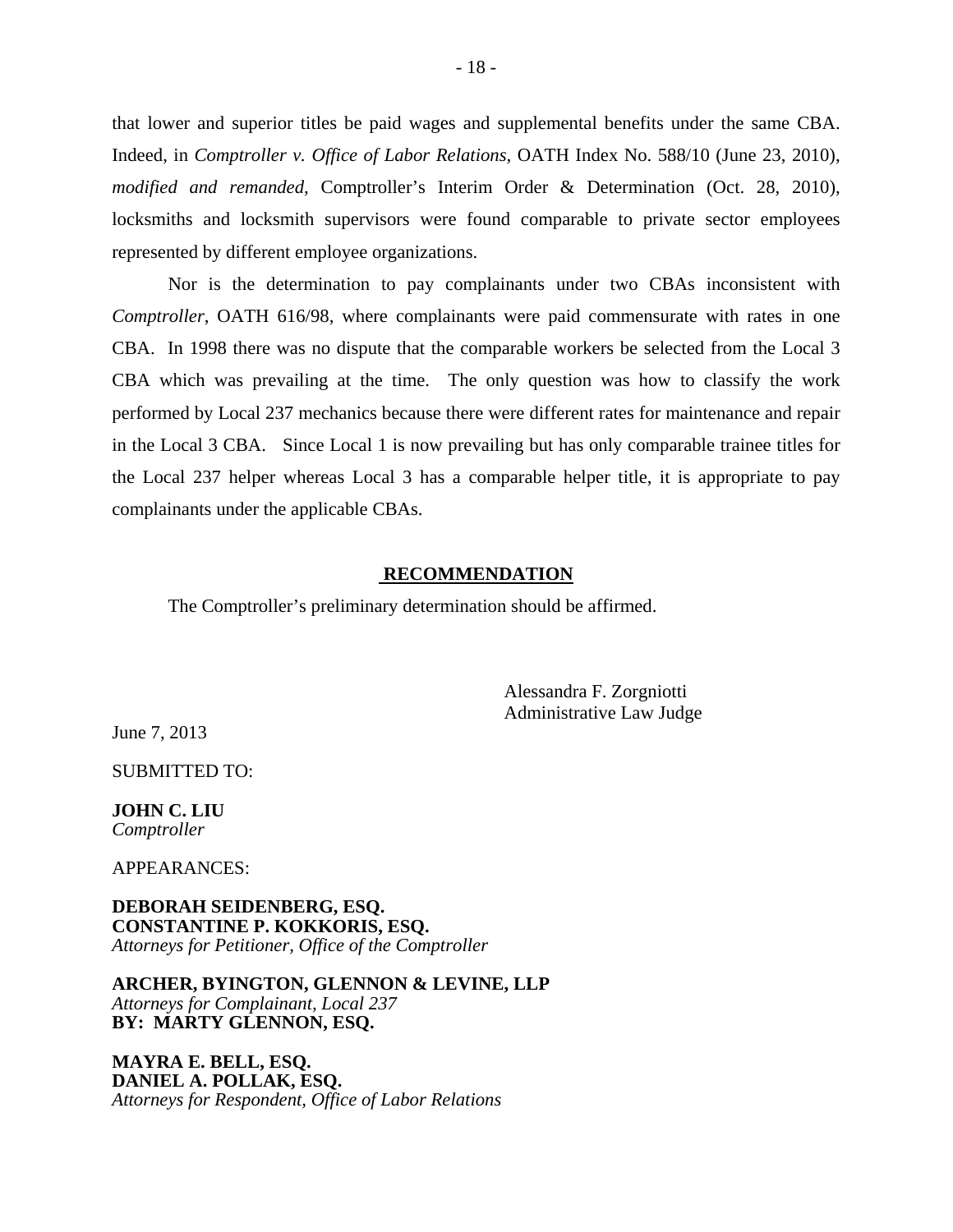that lower and superior titles be paid wages and supplemental benefits under the same CBA. Indeed, in *Comptroller v. Office of Labor Relations*, OATH Index No. 588/10 (June 23, 2010), *modified and remanded*, Comptroller's Interim Order & Determination (Oct. 28, 2010), locksmiths and locksmith supervisors were found comparable to private sector employees represented by different employee organizations.

Nor is the determination to pay complainants under two CBAs inconsistent with *Comptroller*, OATH 616/98, where complainants were paid commensurate with rates in one CBA. In 1998 there was no dispute that the comparable workers be selected from the Local 3 CBA which was prevailing at the time. The only question was how to classify the work performed by Local 237 mechanics because there were different rates for maintenance and repair in the Local 3 CBA. Since Local 1 is now prevailing but has only comparable trainee titles for the Local 237 helper whereas Local 3 has a comparable helper title, it is appropriate to pay complainants under the applicable CBAs.

## RECOMMENDATION

The Comptroller's preliminary determination should be affirmed.

Alessandra F. Zorgniotti
Administrative Law Judge

June 7, 2013

SUBMITTED TO:

**JOHN C. LIU**
*Comptroller*

APPEARANCES:

**DEBORAH SEIDENBERG, ESQ.**
**CONSTANTINE P. KOKKORIS, ESQ.**
*Attorneys for Petitioner, Office of the Comptroller*

**ARCHER, BYINGTON, GLENNON & LEVINE, LLP**
*Attorneys for Complainant, Local 237*
**BY: MARTY GLENNON, ESQ.**

**MAYRA E. BELL, ESQ.**
**DANIEL A. POLLAK, ESQ.**
*Attorneys for Respondent, Office of Labor Relations*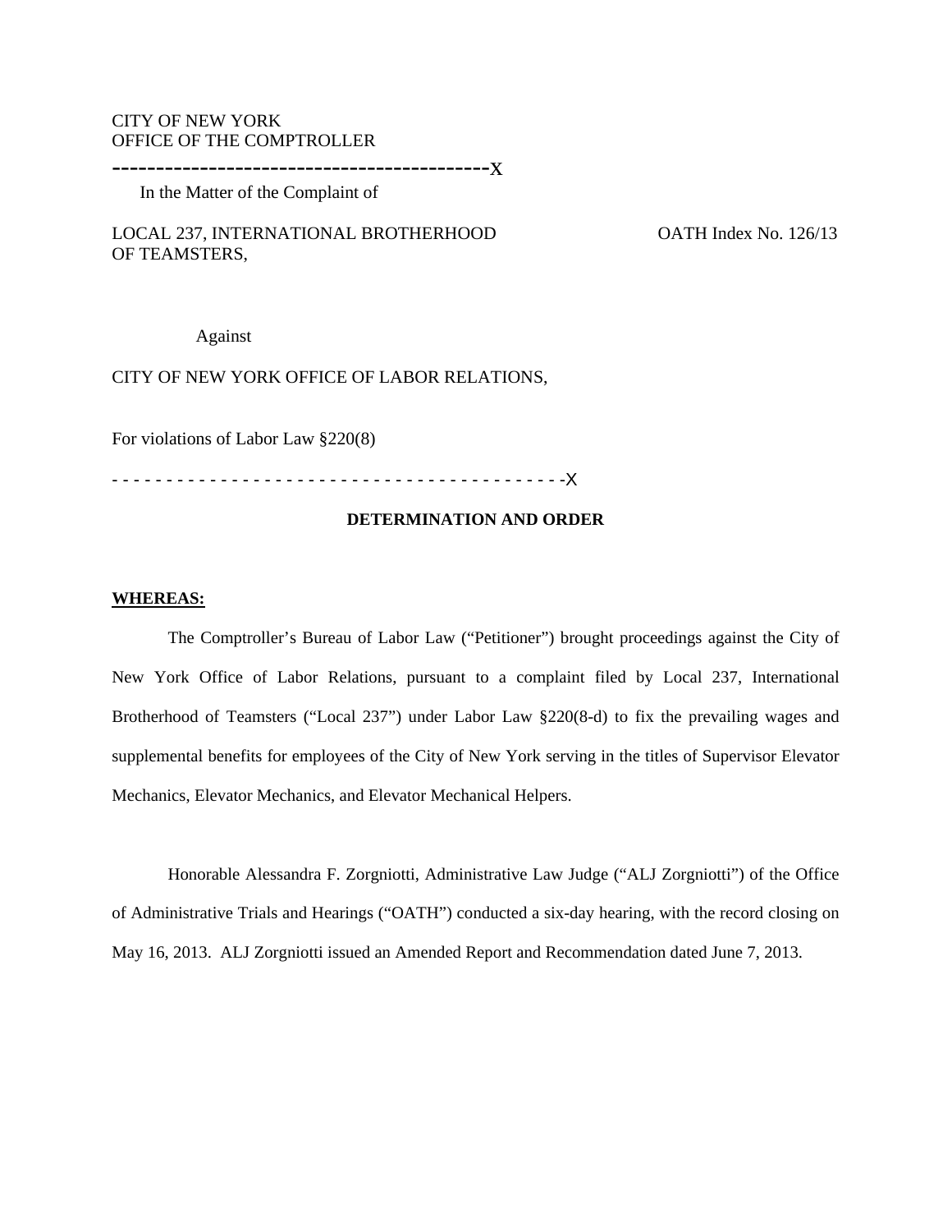CITY OF NEW YORK
OFFICE OF THE COMPTROLLER

-------------------------------------------x

In the Matter of the Complaint of

LOCAL 237, INTERNATIONAL BROTHERHOOD OF TEAMSTERS,

OATH Index No. 126/13

Against

CITY OF NEW YORK OFFICE OF LABOR RELATIONS,

For violations of Labor Law §220(8)

- - - - - - - - - - - - - - - - - - - - - - - - - - - - - - - - - - - - - - - - - -x

**DETERMINATION AND ORDER**

**WHEREAS:**

The Comptroller's Bureau of Labor Law ("Petitioner") brought proceedings against the City of New York Office of Labor Relations, pursuant to a complaint filed by Local 237, International Brotherhood of Teamsters ("Local 237") under Labor Law §220(8-d) to fix the prevailing wages and supplemental benefits for employees of the City of New York serving in the titles of Supervisor Elevator Mechanics, Elevator Mechanics, and Elevator Mechanical Helpers.

Honorable Alessandra F. Zorgniotti, Administrative Law Judge ("ALJ Zorgniotti") of the Office of Administrative Trials and Hearings ("OATH") conducted a six-day hearing, with the record closing on May 16, 2013. ALJ Zorgniotti issued an Amended Report and Recommendation dated June 7, 2013.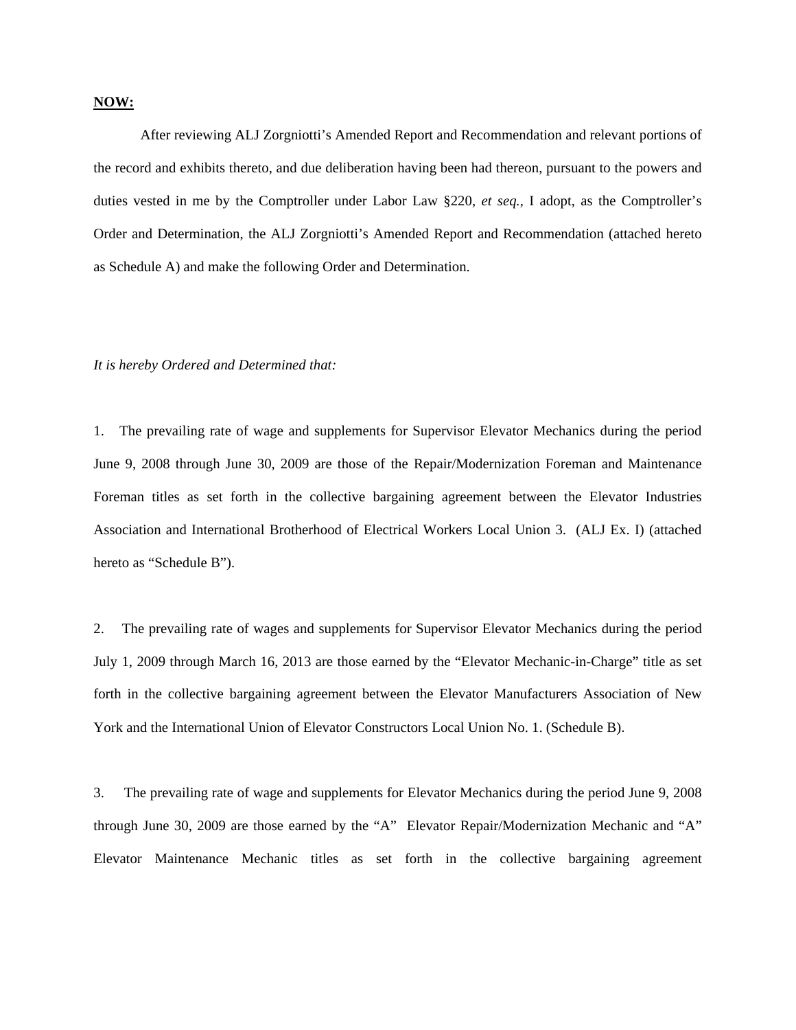**NOW:**

After reviewing ALJ Zorgniotti's Amended Report and Recommendation and relevant portions of the record and exhibits thereto, and due deliberation having been had thereon, pursuant to the powers and duties vested in me by the Comptroller under Labor Law §220, *et seq.*, I adopt, as the Comptroller's Order and Determination, the ALJ Zorgniotti's Amended Report and Recommendation (attached hereto as Schedule A) and make the following Order and Determination.

*It is hereby Ordered and Determined that:*

1. The prevailing rate of wage and supplements for Supervisor Elevator Mechanics during the period June 9, 2008 through June 30, 2009 are those of the Repair/Modernization Foreman and Maintenance Foreman titles as set forth in the collective bargaining agreement between the Elevator Industries Association and International Brotherhood of Electrical Workers Local Union 3. (ALJ Ex. I) (attached hereto as "Schedule B").

2. The prevailing rate of wages and supplements for Supervisor Elevator Mechanics during the period July 1, 2009 through March 16, 2013 are those earned by the "Elevator Mechanic-in-Charge" title as set forth in the collective bargaining agreement between the Elevator Manufacturers Association of New York and the International Union of Elevator Constructors Local Union No. 1. (Schedule B).

3. The prevailing rate of wage and supplements for Elevator Mechanics during the period June 9, 2008 through June 30, 2009 are those earned by the "A" Elevator Repair/Modernization Mechanic and "A" Elevator Maintenance Mechanic titles as set forth in the collective bargaining agreement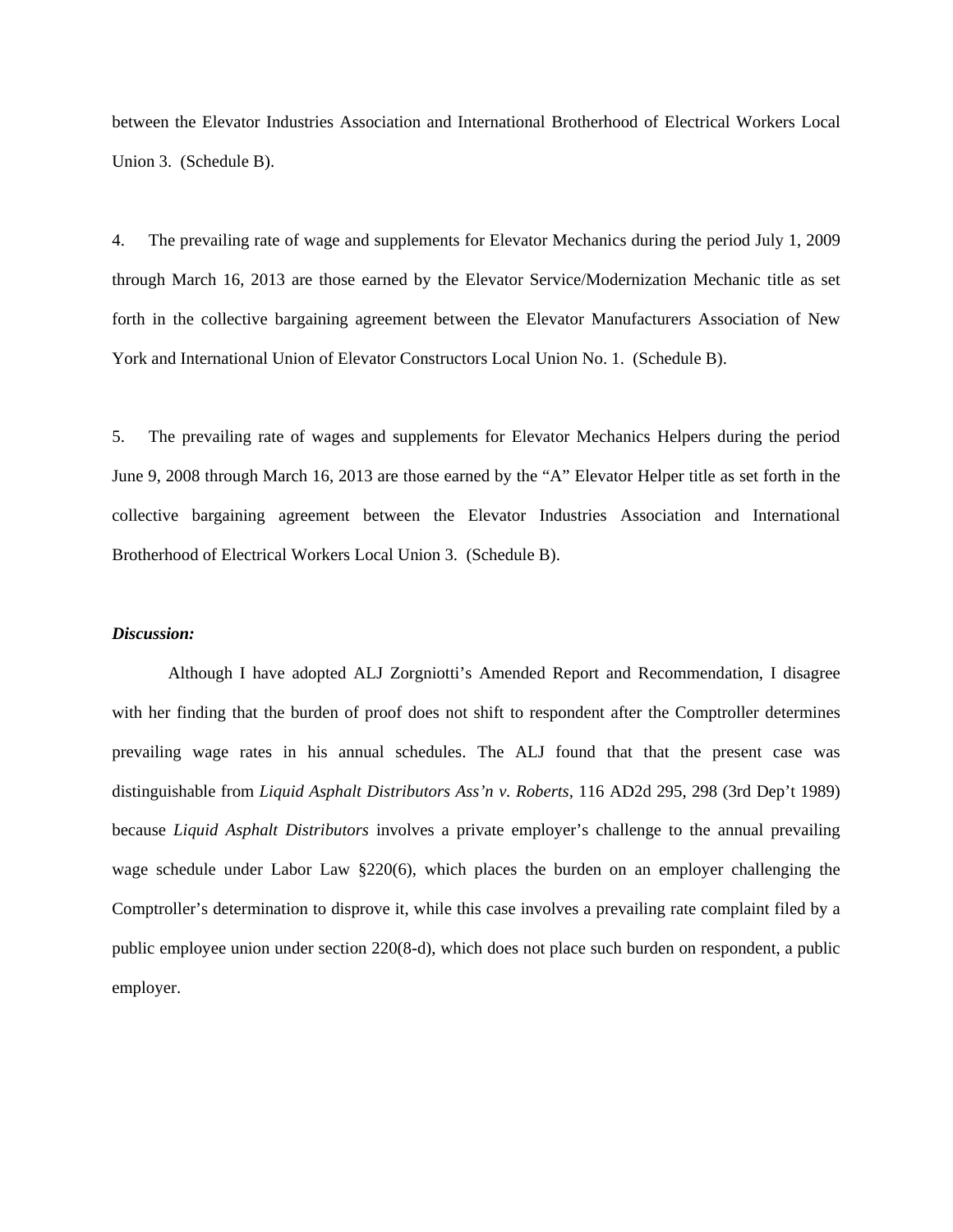between the Elevator Industries Association and International Brotherhood of Electrical Workers Local Union 3. (Schedule B).

4. The prevailing rate of wage and supplements for Elevator Mechanics during the period July 1, 2009 through March 16, 2013 are those earned by the Elevator Service/Modernization Mechanic title as set forth in the collective bargaining agreement between the Elevator Manufacturers Association of New York and International Union of Elevator Constructors Local Union No. 1. (Schedule B).

5. The prevailing rate of wages and supplements for Elevator Mechanics Helpers during the period June 9, 2008 through March 16, 2013 are those earned by the “A” Elevator Helper title as set forth in the collective bargaining agreement between the Elevator Industries Association and International Brotherhood of Electrical Workers Local Union 3. (Schedule B).

***Discussion:***

Although I have adopted ALJ Zorgniotti’s Amended Report and Recommendation, I disagree with her finding that the burden of proof does not shift to respondent after the Comptroller determines prevailing wage rates in his annual schedules. The ALJ found that that the present case was distinguishable from *Liquid Asphalt Distributors Ass’n v. Roberts*, 116 AD2d 295, 298 (3rd Dep’t 1989) because *Liquid Asphalt Distributors* involves a private employer’s challenge to the annual prevailing wage schedule under Labor Law §220(6), which places the burden on an employer challenging the Comptroller’s determination to disprove it, while this case involves a prevailing rate complaint filed by a public employee union under section 220(8-d), which does not place such burden on respondent, a public employer.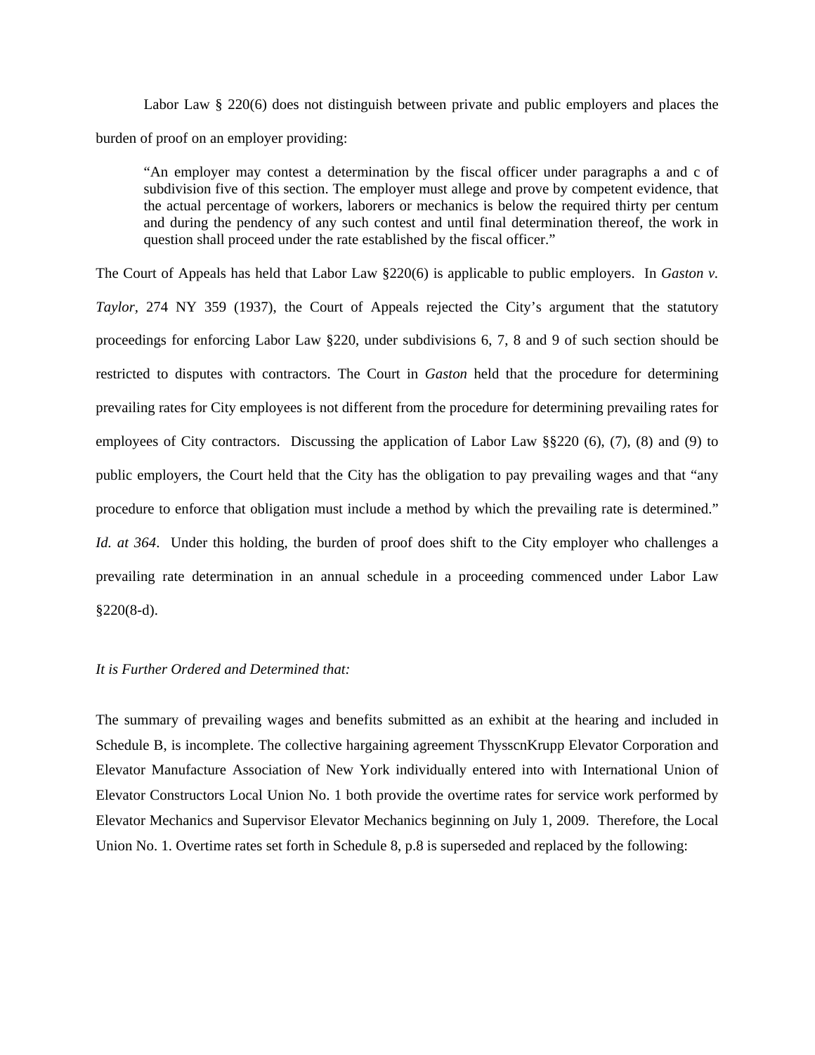Labor Law § 220(6) does not distinguish between private and public employers and places the burden of proof on an employer providing:

> "An employer may contest a determination by the fiscal officer under paragraphs a and c of subdivision five of this section. The employer must allege and prove by competent evidence, that the actual percentage of workers, laborers or mechanics is below the required thirty per centum and during the pendency of any such contest and until final determination thereof, the work in question shall proceed under the rate established by the fiscal officer."

The Court of Appeals has held that Labor Law §220(6) is applicable to public employers. In *Gaston v. Taylor,* 274 NY 359 (1937), the Court of Appeals rejected the City's argument that the statutory proceedings for enforcing Labor Law §220, under subdivisions 6, 7, 8 and 9 of such section should be restricted to disputes with contractors. The Court in *Gaston* held that the procedure for determining prevailing rates for City employees is not different from the procedure for determining prevailing rates for employees of City contractors. Discussing the application of Labor Law §§220 (6), (7), (8) and (9) to public employers, the Court held that the City has the obligation to pay prevailing wages and that "any procedure to enforce that obligation must include a method by which the prevailing rate is determined." *Id. at 364*. Under this holding, the burden of proof does shift to the City employer who challenges a prevailing rate determination in an annual schedule in a proceeding commenced under Labor Law §220(8-d).

*It is Further Ordered and Determined that:*

The summary of prevailing wages and benefits submitted as an exhibit at the hearing and included in Schedule B, is incomplete. The collective hargaining agreement ThysscnKrupp Elevator Corporation and Elevator Manufacture Association of New York individually entered into with International Union of Elevator Constructors Local Union No. 1 both provide the overtime rates for service work performed by Elevator Mechanics and Supervisor Elevator Mechanics beginning on July 1, 2009. Therefore, the Local Union No. 1. Overtime rates set forth in Schedule 8, p.8 is superseded and replaced by the following: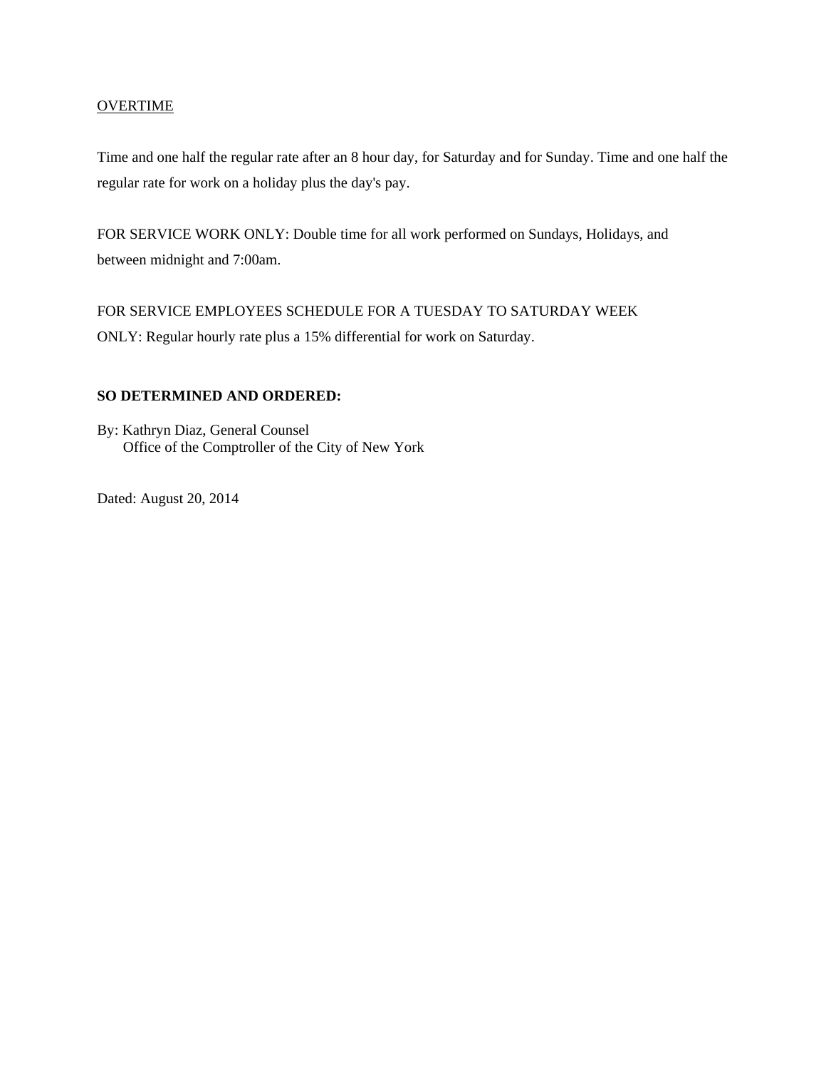<u>OVERTIME</u>

Time and one half the regular rate after an 8 hour day, for Saturday and for Sunday. Time and one half the regular rate for work on a holiday plus the day's pay.

FOR SERVICE WORK ONLY: Double time for all work performed on Sundays, Holidays, and between midnight and 7:00am.

FOR SERVICE EMPLOYEES SCHEDULE FOR A TUESDAY TO SATURDAY WEEK ONLY: Regular hourly rate plus a 15% differential for work on Saturday.

**SO DETERMINED AND ORDERED:**

By: Kathryn Diaz, General Counsel
Office of the Comptroller of the City of New York

Dated: August 20, 2014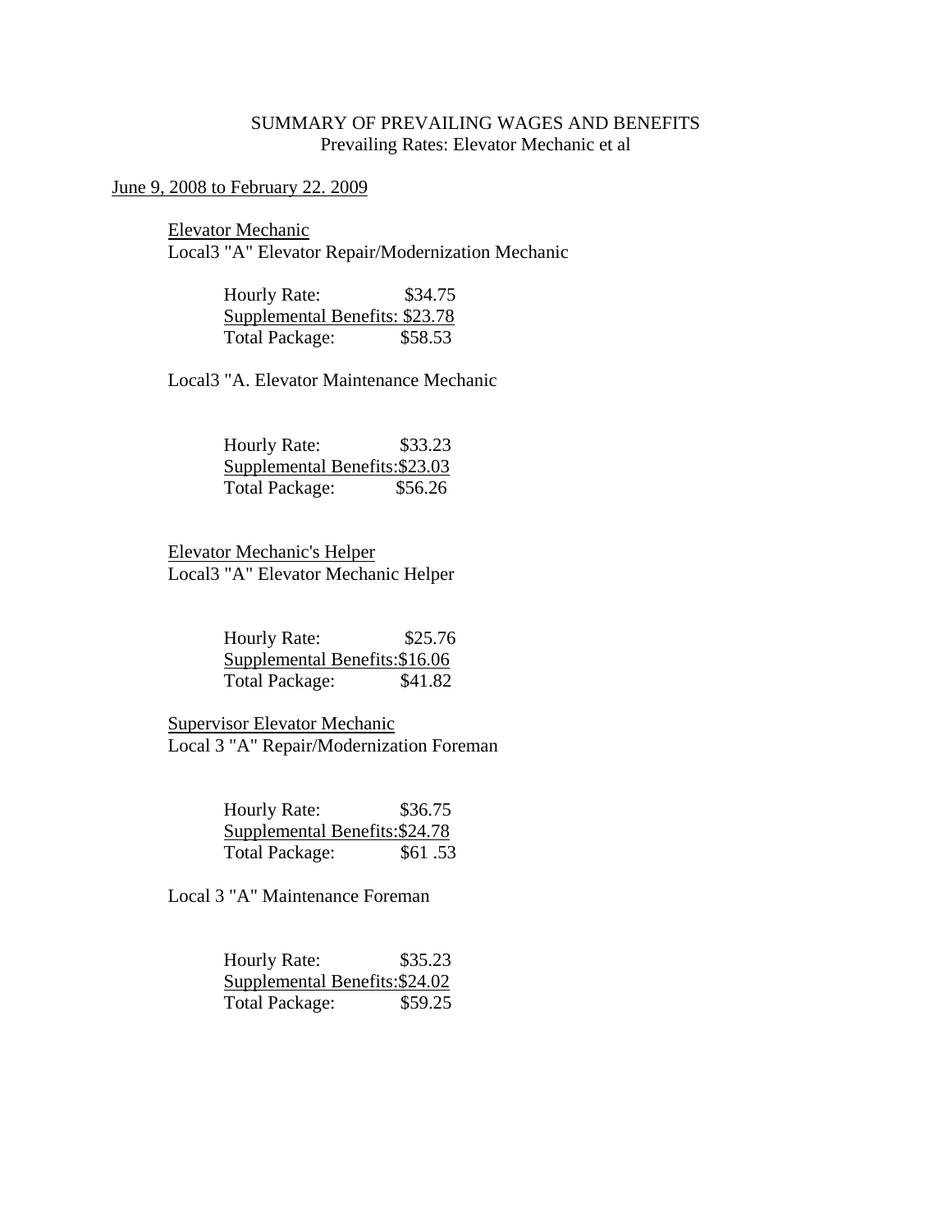SUMMARY OF PREVAILING WAGES AND BENEFITS
Prevailing Rates: Elevator Mechanic et al

June 9, 2008 to February 22. 2009

Elevator Mechanic
Local3 "A" Elevator Repair/Modernization Mechanic

Hourly Rate: $34.75
Supplemental Benefits: $23.78
Total Package: $58.53

Local3 "A. Elevator Maintenance Mechanic

Hourly Rate: $33.23
Supplemental Benefits:$23.03
Total Package: $56.26

Elevator Mechanic's Helper
Local3 "A" Elevator Mechanic Helper

Hourly Rate: $25.76
Supplemental Benefits:$16.06
Total Package: $41.82

Supervisor Elevator Mechanic
Local 3 "A" Repair/Modernization Foreman

Hourly Rate: $36.75
Supplemental Benefits:$24.78
Total Package: $61 .53

Local 3 "A" Maintenance Foreman

Hourly Rate: $35.23
Supplemental Benefits:$24.02
Total Package: $59.25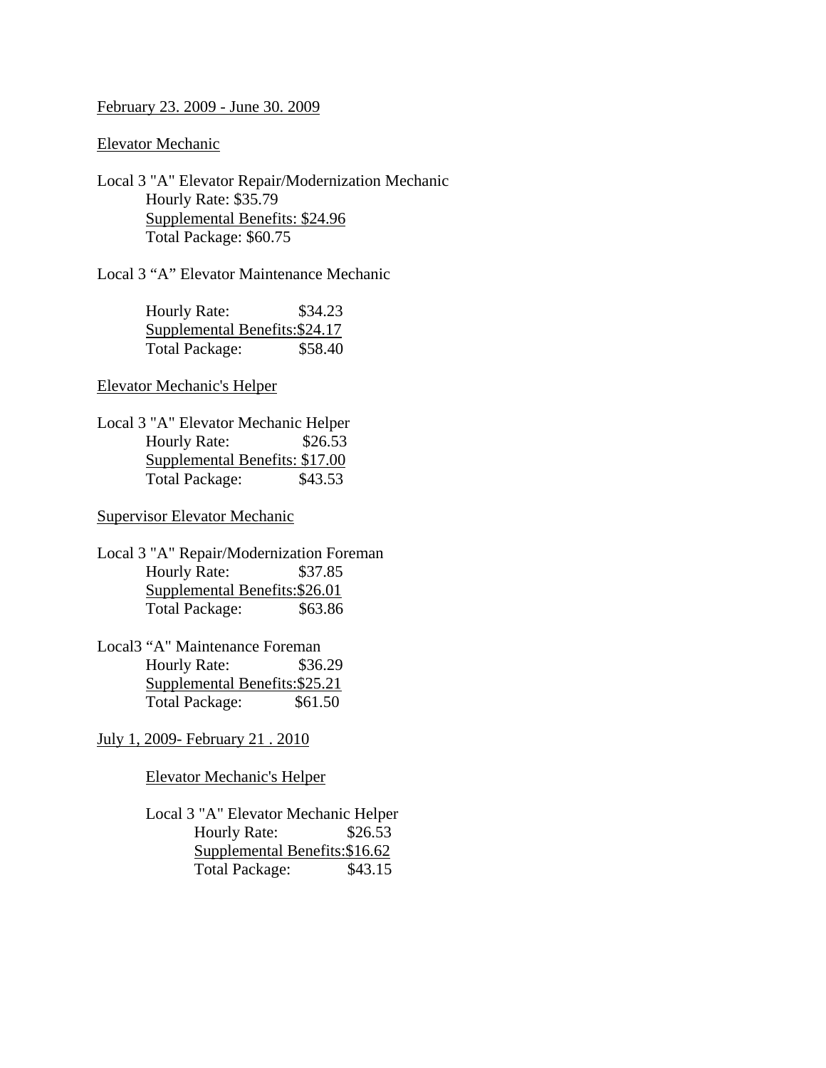February 23. 2009 - June 30. 2009

Elevator Mechanic

Local 3 "A" Elevator Repair/Modernization Mechanic
Hourly Rate: $35.79
Supplemental Benefits: $24.96
Total Package: $60.75

Local 3 “A” Elevator Maintenance Mechanic

Hourly Rate: $34.23
Supplemental Benefits:$24.17
Total Package: $58.40

Elevator Mechanic's Helper

Local 3 "A" Elevator Mechanic Helper
Hourly Rate: $26.53
Supplemental Benefits: $17.00
Total Package: $43.53

Supervisor Elevator Mechanic

Local 3 "A" Repair/Modernization Foreman
Hourly Rate: $37.85
Supplemental Benefits:$26.01
Total Package: $63.86

Local3 “A" Maintenance Foreman
Hourly Rate: $36.29
Supplemental Benefits:$25.21
Total Package: $61.50

July 1, 2009- February 21 . 2010

Elevator Mechanic's Helper

Local 3 "A" Elevator Mechanic Helper
Hourly Rate: $26.53
Supplemental Benefits:$16.62
Total Package: $43.15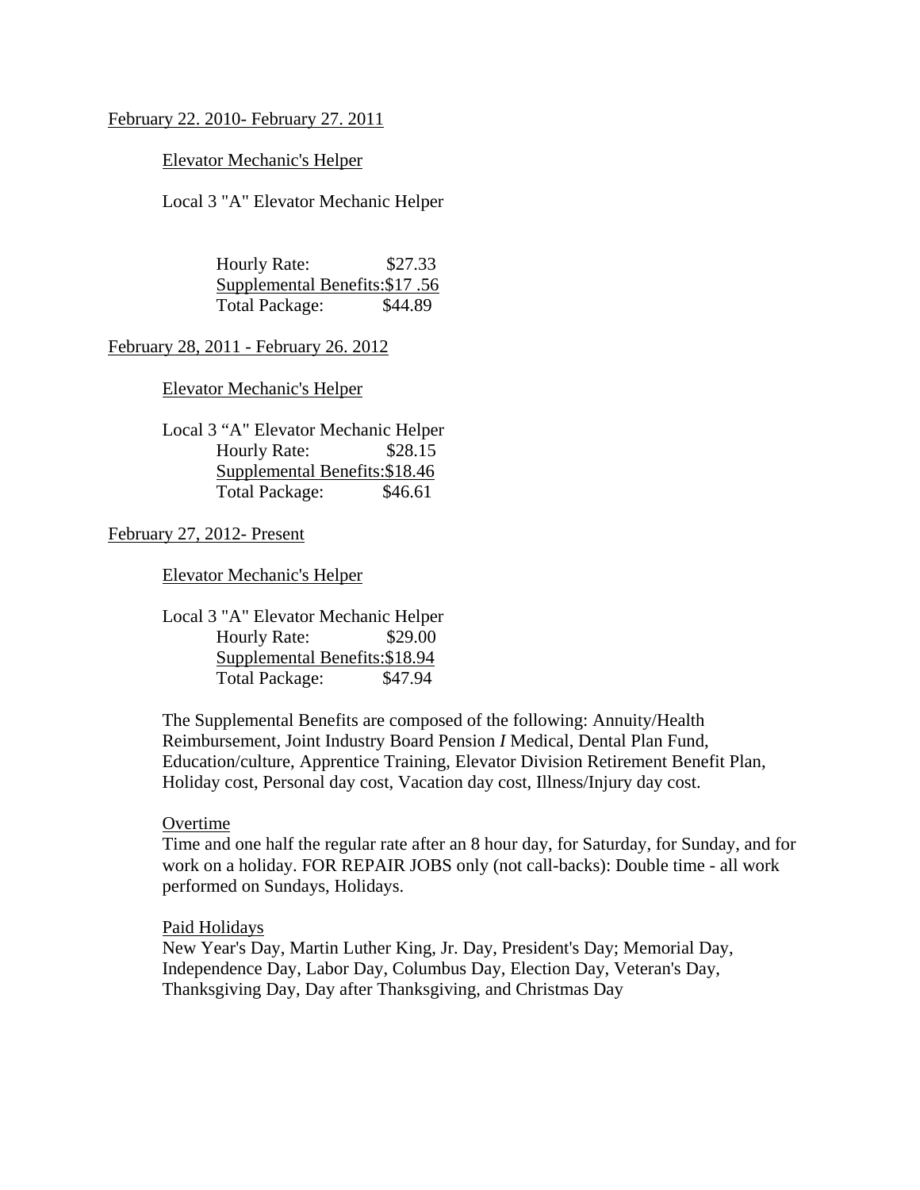February 22. 2010- February 27. 2011

Elevator Mechanic's Helper

Local 3 "A" Elevator Mechanic Helper

Hourly Rate: $27.33
Supplemental Benefits:$17 .56
Total Package: $44.89

February 28, 2011 - February 26. 2012

Elevator Mechanic's Helper

Local 3 “A" Elevator Mechanic Helper
Hourly Rate: $28.15
Supplemental Benefits:$18.46
Total Package: $46.61

February 27, 2012- Present

Elevator Mechanic's Helper

Local 3 "A" Elevator Mechanic Helper
Hourly Rate: $29.00
Supplemental Benefits:$18.94
Total Package: $47.94

The Supplemental Benefits are composed of the following: Annuity/Health Reimbursement, Joint Industry Board Pension *I* Medical, Dental Plan Fund, Education/culture, Apprentice Training, Elevator Division Retirement Benefit Plan, Holiday cost, Personal day cost, Vacation day cost, Illness/Injury day cost.

Overtime
Time and one half the regular rate after an 8 hour day, for Saturday, for Sunday, and for work on a holiday. FOR REPAIR JOBS only (not call-backs): Double time - all work performed on Sundays, Holidays.

Paid Holidays
New Year's Day, Martin Luther King, Jr. Day, President's Day; Memorial Day, Independence Day, Labor Day, Columbus Day, Election Day, Veteran's Day, Thanksgiving Day, Day after Thanksgiving, and Christmas Day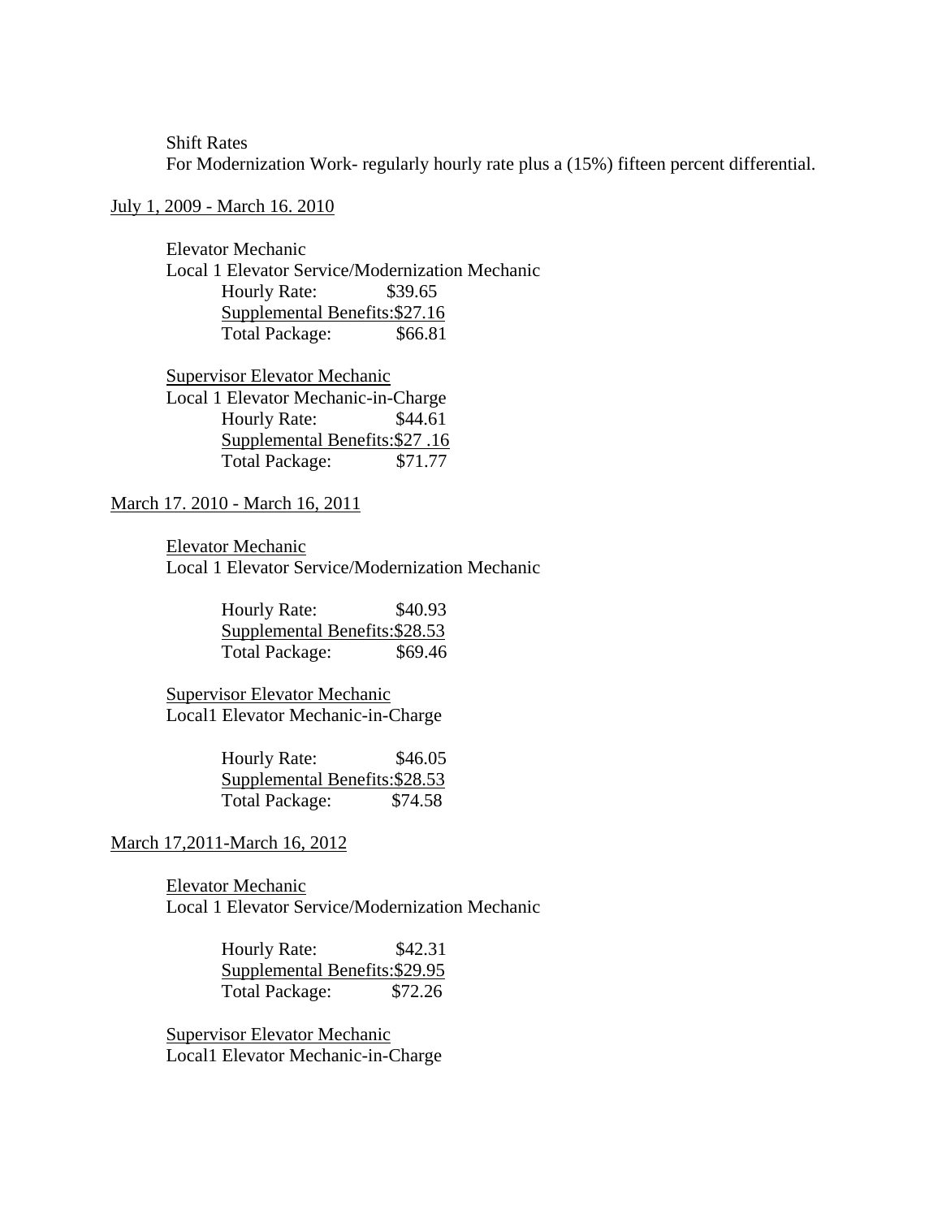Shift Rates

For Modernization Work- regularly hourly rate plus a (15%) fifteen percent differential.

<u>July 1, 2009 - March 16. 2010</u>

Elevator Mechanic
Local 1 Elevator Service/Modernization Mechanic

Hourly Rate: $39.65
<u>Supplemental Benefits:$27.16</u>
Total Package: $66.81

<u>Supervisor Elevator Mechanic</u>
Local 1 Elevator Mechanic-in-Charge

Hourly Rate: $44.61
<u>Supplemental Benefits:$27 .16</u>
Total Package: $71.77

<u>March 17. 2010 - March 16, 2011</u>

<u>Elevator Mechanic</u>
Local 1 Elevator Service/Modernization Mechanic

Hourly Rate: $40.93
<u>Supplemental Benefits:$28.53</u>
Total Package: $69.46

<u>Supervisor Elevator Mechanic</u>
Local1 Elevator Mechanic-in-Charge

Hourly Rate: $46.05
<u>Supplemental Benefits:$28.53</u>
Total Package: $74.58

<u>March 17,2011-March 16, 2012</u>

<u>Elevator Mechanic</u>
Local 1 Elevator Service/Modernization Mechanic

Hourly Rate: $42.31
<u>Supplemental Benefits:$29.95</u>
Total Package: $72.26

<u>Supervisor Elevator Mechanic</u>
Local1 Elevator Mechanic-in-Charge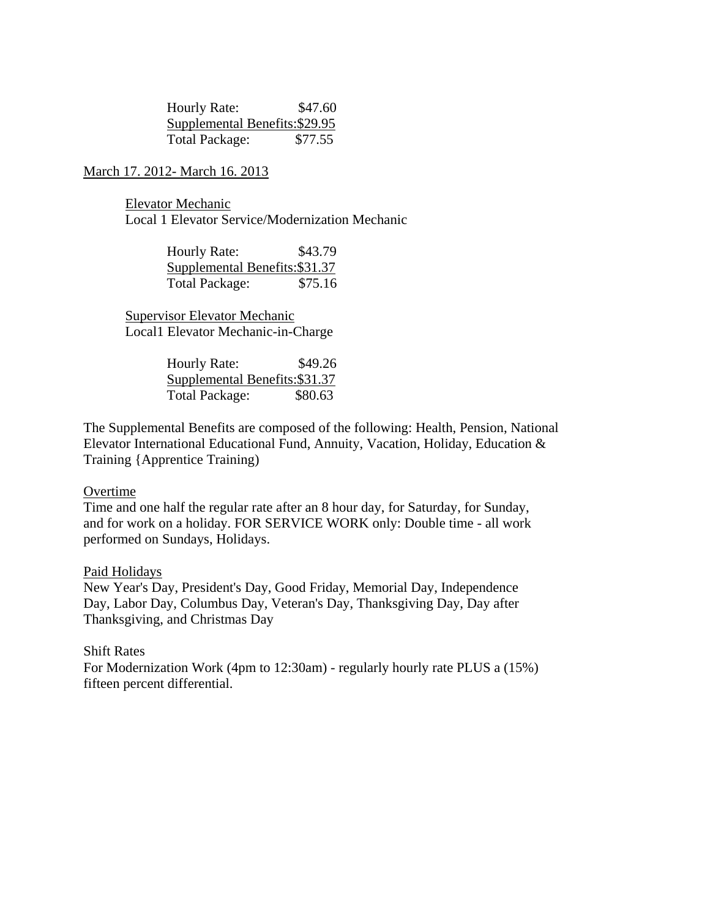Hourly Rate: $47.60
Supplemental Benefits:$29.95
Total Package: $77.55

March 17. 2012- March 16. 2013

Elevator Mechanic
Local 1 Elevator Service/Modernization Mechanic

Hourly Rate: $43.79
Supplemental Benefits:$31.37
Total Package: $75.16

Supervisor Elevator Mechanic
Local1 Elevator Mechanic-in-Charge

Hourly Rate: $49.26
Supplemental Benefits:$31.37
Total Package: $80.63

The Supplemental Benefits are composed of the following: Health, Pension, National Elevator International Educational Fund, Annuity, Vacation, Holiday, Education & Training {Apprentice Training)

Overtime
Time and one half the regular rate after an 8 hour day, for Saturday, for Sunday, and for work on a holiday. FOR SERVICE WORK only: Double time - all work performed on Sundays, Holidays.

Paid Holidays
New Year's Day, President's Day, Good Friday, Memorial Day, Independence Day, Labor Day, Columbus Day, Veteran's Day, Thanksgiving Day, Day after Thanksgiving, and Christmas Day

Shift Rates
For Modernization Work (4pm to 12:30am) - regularly hourly rate PLUS a (15%) fifteen percent differential.